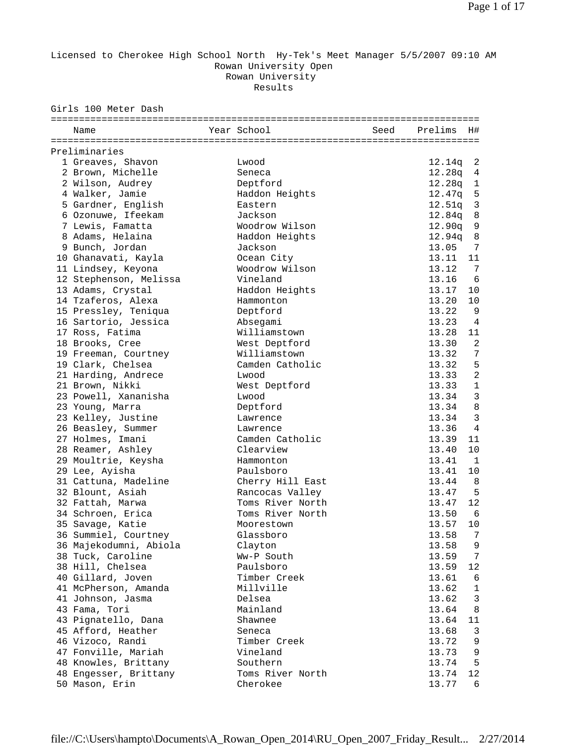Licensed to Cherokee High School North Hy-Tek's Meet Manager 5/5/2007 09:10 AM

# Rowan University Open

Rowan University

Results

## Girls 100 Meter Dash

| | Name | Year | School | Seed | Prelims | H# |
|---|---|---|---|---|---|---|
| **Preliminaries** | | | | | | |
| 1 | Greaves, Shavon | | Lwood | | 12.14q | 2 |
| 2 | Brown, Michelle | | Seneca | | 12.28q | 4 |
| 2 | Wilson, Audrey | | Deptford | | 12.28q | 1 |
| 4 | Walker, Jamie | | Haddon Heights | | 12.47q | 5 |
| 5 | Gardner, English | | Eastern | | 12.51q | 3 |
| 6 | Ozonuwe, Ifeekam | | Jackson | | 12.84q | 8 |
| 7 | Lewis, Famatta | | Woodrow Wilson | | 12.90q | 9 |
| 8 | Adams, Helaina | | Haddon Heights | | 12.94q | 8 |
| 9 | Bunch, Jordan | | Jackson | | 13.05 | 7 |
| 10 | Ghanavati, Kayla | | Ocean City | | 13.11 | 11 |
| 11 | Lindsey, Keyona | | Woodrow Wilson | | 13.12 | 7 |
| 12 | Stephenson, Melissa | | Vineland | | 13.16 | 6 |
| 13 | Adams, Crystal | | Haddon Heights | | 13.17 | 10 |
| 14 | Tzaferos, Alexa | | Hammonton | | 13.20 | 10 |
| 15 | Pressley, Teniqua | | Deptford | | 13.22 | 9 |
| 16 | Sartorio, Jessica | | Absegami | | 13.23 | 4 |
| 17 | Ross, Fatima | | Williamstown | | 13.28 | 11 |
| 18 | Brooks, Cree | | West Deptford | | 13.30 | 2 |
| 19 | Freeman, Courtney | | Williamstown | | 13.32 | 7 |
| 19 | Clark, Chelsea | | Camden Catholic | | 13.32 | 5 |
| 21 | Harding, Andrece | | Lwood | | 13.33 | 2 |
| 21 | Brown, Nikki | | West Deptford | | 13.33 | 1 |
| 23 | Powell, Xananisha | | Lwood | | 13.34 | 3 |
| 23 | Young, Marra | | Deptford | | 13.34 | 8 |
| 23 | Kelley, Justine | | Lawrence | | 13.34 | 3 |
| 26 | Beasley, Summer | | Lawrence | | 13.36 | 4 |
| 27 | Holmes, Imani | | Camden Catholic | | 13.39 | 11 |
| 28 | Reamer, Ashley | | Clearview | | 13.40 | 10 |
| 29 | Moultrie, Keysha | | Hammonton | | 13.41 | 1 |
| 29 | Lee, Ayisha | | Paulsboro | | 13.41 | 10 |
| 31 | Cattuna, Madeline | | Cherry Hill East | | 13.44 | 8 |
| 32 | Blount, Asiah | | Rancocas Valley | | 13.47 | 5 |
| 32 | Fattah, Marwa | | Toms River North | | 13.47 | 12 |
| 34 | Schroen, Erica | | Toms River North | | 13.50 | 6 |
| 35 | Savage, Katie | | Moorestown | | 13.57 | 10 |
| 36 | Summiel, Courtney | | Glassboro | | 13.58 | 7 |
| 36 | Majekodumni, Abiola | | Clayton | | 13.58 | 9 |
| 38 | Tuck, Caroline | | Ww-P South | | 13.59 | 7 |
| 38 | Hill, Chelsea | | Paulsboro | | 13.59 | 12 |
| 40 | Gillard, Joven | | Timber Creek | | 13.61 | 6 |
| 41 | McPherson, Amanda | | Millville | | 13.62 | 1 |
| 41 | Johnson, Jasma | | Delsea | | 13.62 | 3 |
| 43 | Fama, Tori | | Mainland | | 13.64 | 8 |
| 43 | Pignatello, Dana | | Shawnee | | 13.64 | 11 |
| 45 | Afford, Heather | | Seneca | | 13.68 | 3 |
| 46 | Vizoco, Randi | | Timber Creek | | 13.72 | 9 |
| 47 | Fonville, Mariah | | Vineland | | 13.73 | 9 |
| 48 | Knowles, Brittany | | Southern | | 13.74 | 5 |
| 48 | Engesser, Brittany | | Toms River North | | 13.74 | 12 |
| 50 | Mason, Erin | | Cherokee | | 13.77 | 6 |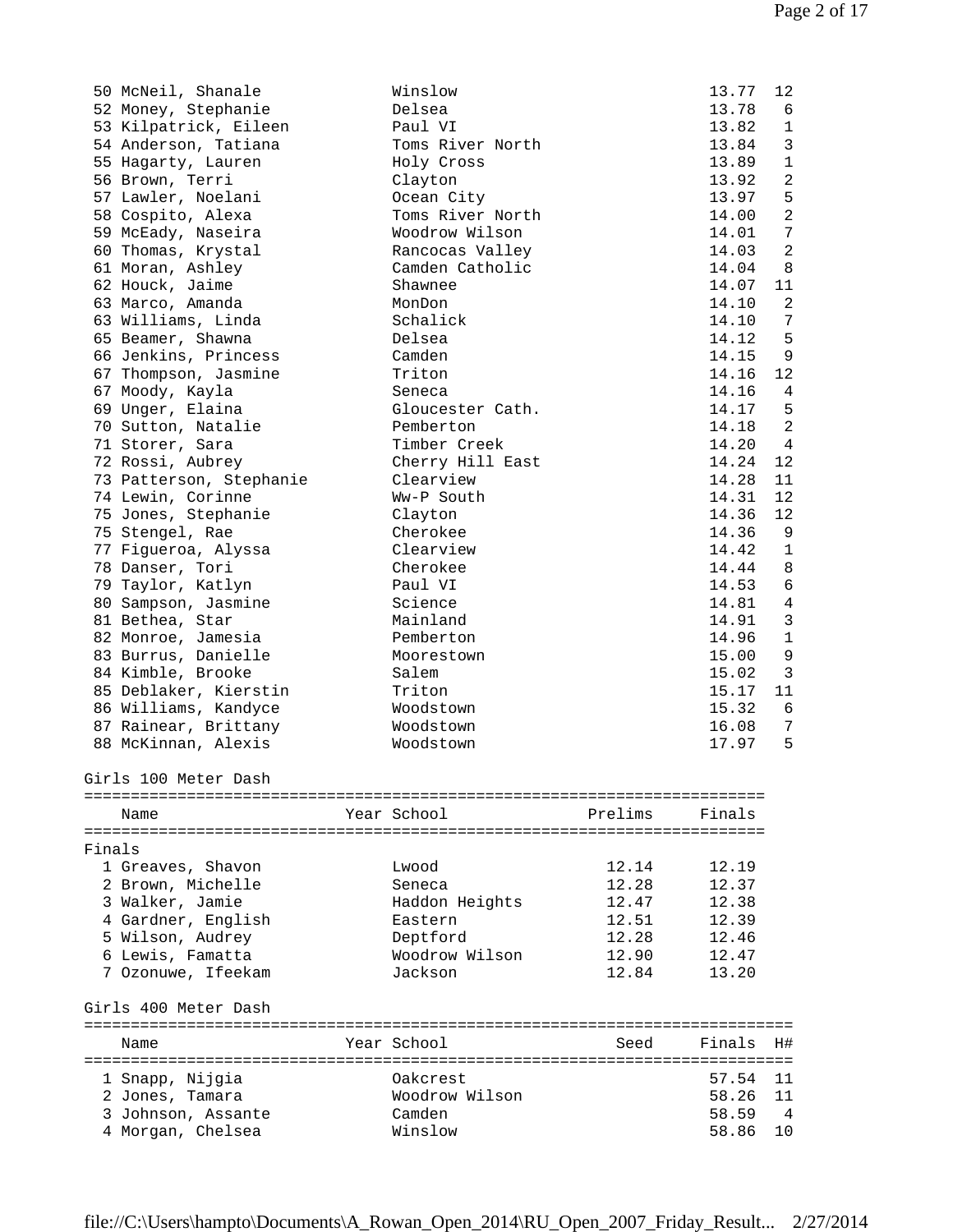| Place | Name | Year | School | Finals | H# |
|---|---|---|---|---|---|
| 50 | McNeil, Shanale | | Winslow | 13.77 | 12 |
| 52 | Money, Stephanie | | Delsea | 13.78 | 6 |
| 53 | Kilpatrick, Eileen | | Paul VI | 13.82 | 1 |
| 54 | Anderson, Tatiana | | Toms River North | 13.84 | 3 |
| 55 | Hagarty, Lauren | | Holy Cross | 13.89 | 1 |
| 56 | Brown, Terri | | Clayton | 13.92 | 2 |
| 57 | Lawler, Noelani | | Ocean City | 13.97 | 5 |
| 58 | Cospito, Alexa | | Toms River North | 14.00 | 2 |
| 59 | McEady, Naseira | | Woodrow Wilson | 14.01 | 7 |
| 60 | Thomas, Krystal | | Rancocas Valley | 14.03 | 2 |
| 61 | Moran, Ashley | | Camden Catholic | 14.04 | 8 |
| 62 | Houck, Jaime | | Shawnee | 14.07 | 11 |
| 63 | Marco, Amanda | | MonDon | 14.10 | 2 |
| 63 | Williams, Linda | | Schalick | 14.10 | 7 |
| 65 | Beamer, Shawna | | Delsea | 14.12 | 5 |
| 66 | Jenkins, Princess | | Camden | 14.15 | 9 |
| 67 | Thompson, Jasmine | | Triton | 14.16 | 12 |
| 67 | Moody, Kayla | | Seneca | 14.16 | 4 |
| 69 | Unger, Elaina | | Gloucester Cath. | 14.17 | 5 |
| 70 | Sutton, Natalie | | Pemberton | 14.18 | 2 |
| 71 | Storer, Sara | | Timber Creek | 14.20 | 4 |
| 72 | Rossi, Aubrey | | Cherry Hill East | 14.24 | 12 |
| 73 | Patterson, Stephanie | | Clearview | 14.28 | 11 |
| 74 | Lewin, Corinne | | Ww-P South | 14.31 | 12 |
| 75 | Jones, Stephanie | | Clayton | 14.36 | 12 |
| 75 | Stengel, Rae | | Cherokee | 14.36 | 9 |
| 77 | Figueroa, Alyssa | | Clearview | 14.42 | 1 |
| 78 | Danser, Tori | | Cherokee | 14.44 | 8 |
| 79 | Taylor, Katlyn | | Paul VI | 14.53 | 6 |
| 80 | Sampson, Jasmine | | Science | 14.81 | 4 |
| 81 | Bethea, Star | | Mainland | 14.91 | 3 |
| 82 | Monroe, Jamesia | | Pemberton | 14.96 | 1 |
| 83 | Burrus, Danielle | | Moorestown | 15.00 | 9 |
| 84 | Kimble, Brooke | | Salem | 15.02 | 3 |
| 85 | Deblaker, Kierstin | | Triton | 15.17 | 11 |
| 86 | Williams, Kandyce | | Woodstown | 15.32 | 6 |
| 87 | Rainear, Brittany | | Woodstown | 16.08 | 7 |
| 88 | McKinnan, Alexis | | Woodstown | 17.97 | 5 |

## Girls 100 Meter Dash

**Finals**

| Place | Name | Year | School | Prelims | Finals |
|---|---|---|---|---|---|
| 1 | Greaves, Shavon | | Lwood | 12.14 | 12.19 |
| 2 | Brown, Michelle | | Seneca | 12.28 | 12.37 |
| 3 | Walker, Jamie | | Haddon Heights | 12.47 | 12.38 |
| 4 | Gardner, English | | Eastern | 12.51 | 12.39 |
| 5 | Wilson, Audrey | | Deptford | 12.28 | 12.46 |
| 6 | Lewis, Famatta | | Woodrow Wilson | 12.90 | 12.47 |
| 7 | Ozonuwe, Ifeekam | | Jackson | 12.84 | 13.20 |

## Girls 400 Meter Dash

| Place | Name | Year | School | Seed | Finals | H# |
|---|---|---|---|---|---|---|
| 1 | Snapp, Nijgia | | Oakcrest | | 57.54 | 11 |
| 2 | Jones, Tamara | | Woodrow Wilson | | 58.26 | 11 |
| 3 | Johnson, Assante | | Camden | | 58.59 | 4 |
| 4 | Morgan, Chelsea | | Winslow | | 58.86 | 10 |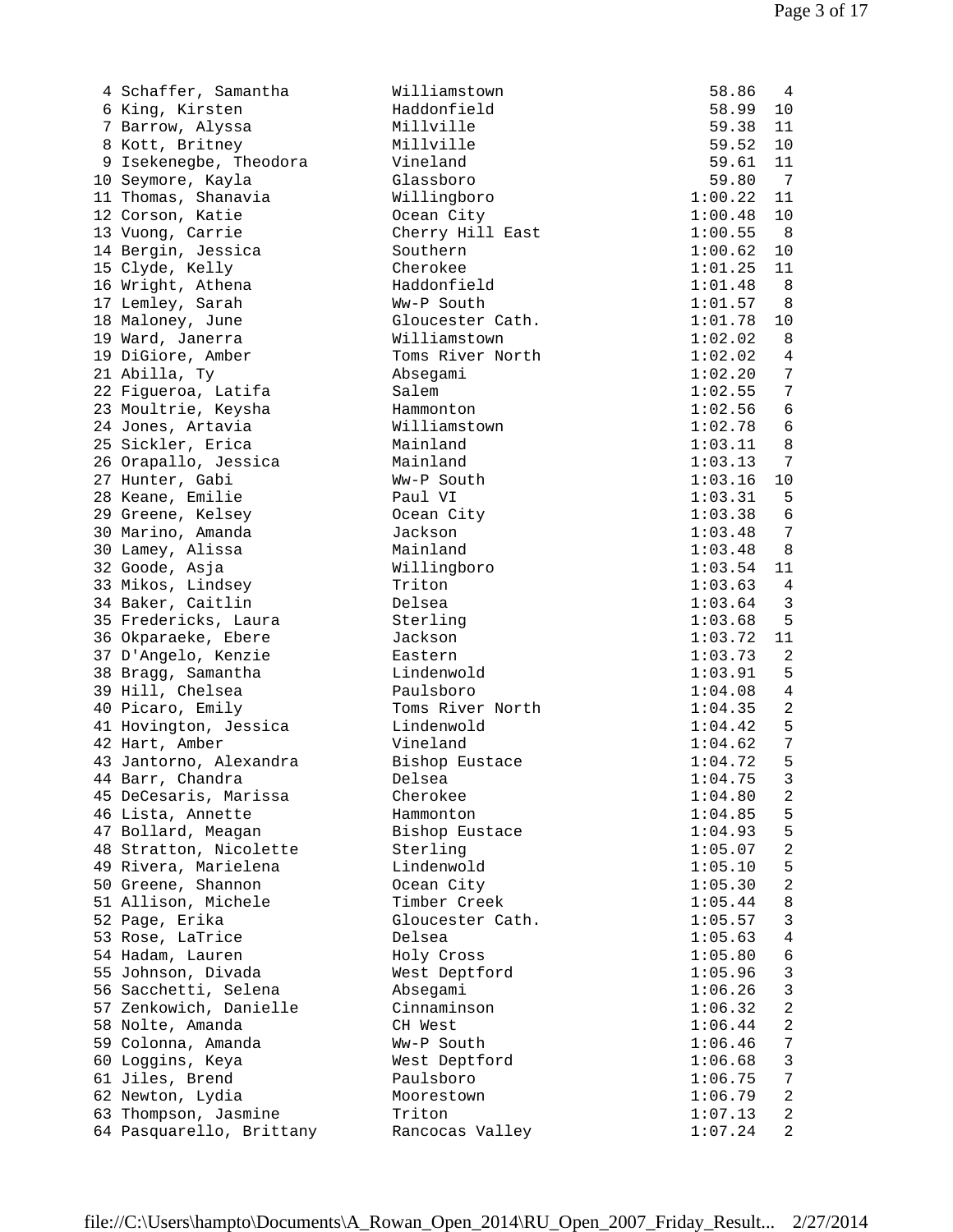| Place | Name | School | Time | Points |
|---|---|---|---|---|
| 4 | Schaffer, Samantha | Williamstown | 58.86 | 4 |
| 6 | King, Kirsten | Haddonfield | 58.99 | 10 |
| 7 | Barrow, Alyssa | Millville | 59.38 | 11 |
| 8 | Kott, Britney | Millville | 59.52 | 10 |
| 9 | Isekenegbe, Theodora | Vineland | 59.61 | 11 |
| 10 | Seymore, Kayla | Glassboro | 59.80 | 7 |
| 11 | Thomas, Shanavia | Willingboro | 1:00.22 | 11 |
| 12 | Corson, Katie | Ocean City | 1:00.48 | 10 |
| 13 | Vuong, Carrie | Cherry Hill East | 1:00.55 | 8 |
| 14 | Bergin, Jessica | Southern | 1:00.62 | 10 |
| 15 | Clyde, Kelly | Cherokee | 1:01.25 | 11 |
| 16 | Wright, Athena | Haddonfield | 1:01.48 | 8 |
| 17 | Lemley, Sarah | Ww-P South | 1:01.57 | 8 |
| 18 | Maloney, June | Gloucester Cath. | 1:01.78 | 10 |
| 19 | Ward, Janerra | Williamstown | 1:02.02 | 8 |
| 19 | DiGiore, Amber | Toms River North | 1:02.02 | 4 |
| 21 | Abilla, Ty | Absegami | 1:02.20 | 7 |
| 22 | Figueroa, Latifa | Salem | 1:02.55 | 7 |
| 23 | Moultrie, Keysha | Hammonton | 1:02.56 | 6 |
| 24 | Jones, Artavia | Williamstown | 1:02.78 | 6 |
| 25 | Sickler, Erica | Mainland | 1:03.11 | 8 |
| 26 | Orapallo, Jessica | Mainland | 1:03.13 | 7 |
| 27 | Hunter, Gabi | Ww-P South | 1:03.16 | 10 |
| 28 | Keane, Emilie | Paul VI | 1:03.31 | 5 |
| 29 | Greene, Kelsey | Ocean City | 1:03.38 | 6 |
| 30 | Marino, Amanda | Jackson | 1:03.48 | 7 |
| 30 | Lamey, Alissa | Mainland | 1:03.48 | 8 |
| 32 | Goode, Asja | Willingboro | 1:03.54 | 11 |
| 33 | Mikos, Lindsey | Triton | 1:03.63 | 4 |
| 34 | Baker, Caitlin | Delsea | 1:03.64 | 3 |
| 35 | Fredericks, Laura | Sterling | 1:03.68 | 5 |
| 36 | Okparaeke, Ebere | Jackson | 1:03.72 | 11 |
| 37 | D'Angelo, Kenzie | Eastern | 1:03.73 | 2 |
| 38 | Bragg, Samantha | Lindenwold | 1:03.91 | 5 |
| 39 | Hill, Chelsea | Paulsboro | 1:04.08 | 4 |
| 40 | Picaro, Emily | Toms River North | 1:04.35 | 2 |
| 41 | Hovington, Jessica | Lindenwold | 1:04.42 | 5 |
| 42 | Hart, Amber | Vineland | 1:04.62 | 7 |
| 43 | Jantorno, Alexandra | Bishop Eustace | 1:04.72 | 5 |
| 44 | Barr, Chandra | Delsea | 1:04.75 | 3 |
| 45 | DeCesaris, Marissa | Cherokee | 1:04.80 | 2 |
| 46 | Lista, Annette | Hammonton | 1:04.85 | 5 |
| 47 | Bollard, Meagan | Bishop Eustace | 1:04.93 | 5 |
| 48 | Stratton, Nicolette | Sterling | 1:05.07 | 2 |
| 49 | Rivera, Marielena | Lindenwold | 1:05.10 | 5 |
| 50 | Greene, Shannon | Ocean City | 1:05.30 | 2 |
| 51 | Allison, Michele | Timber Creek | 1:05.44 | 8 |
| 52 | Page, Erika | Gloucester Cath. | 1:05.57 | 3 |
| 53 | Rose, LaTrice | Delsea | 1:05.63 | 4 |
| 54 | Hadam, Lauren | Holy Cross | 1:05.80 | 6 |
| 55 | Johnson, Divada | West Deptford | 1:05.96 | 3 |
| 56 | Sacchetti, Selena | Absegami | 1:06.26 | 3 |
| 57 | Zenkowich, Danielle | Cinnaminson | 1:06.32 | 2 |
| 58 | Nolte, Amanda | CH West | 1:06.44 | 2 |
| 59 | Colonna, Amanda | Ww-P South | 1:06.46 | 7 |
| 60 | Loggins, Keya | West Deptford | 1:06.68 | 3 |
| 61 | Jiles, Brend | Paulsboro | 1:06.75 | 7 |
| 62 | Newton, Lydia | Moorestown | 1:06.79 | 2 |
| 63 | Thompson, Jasmine | Triton | 1:07.13 | 2 |
| 64 | Pasquarello, Brittany | Rancocas Valley | 1:07.24 | 2 |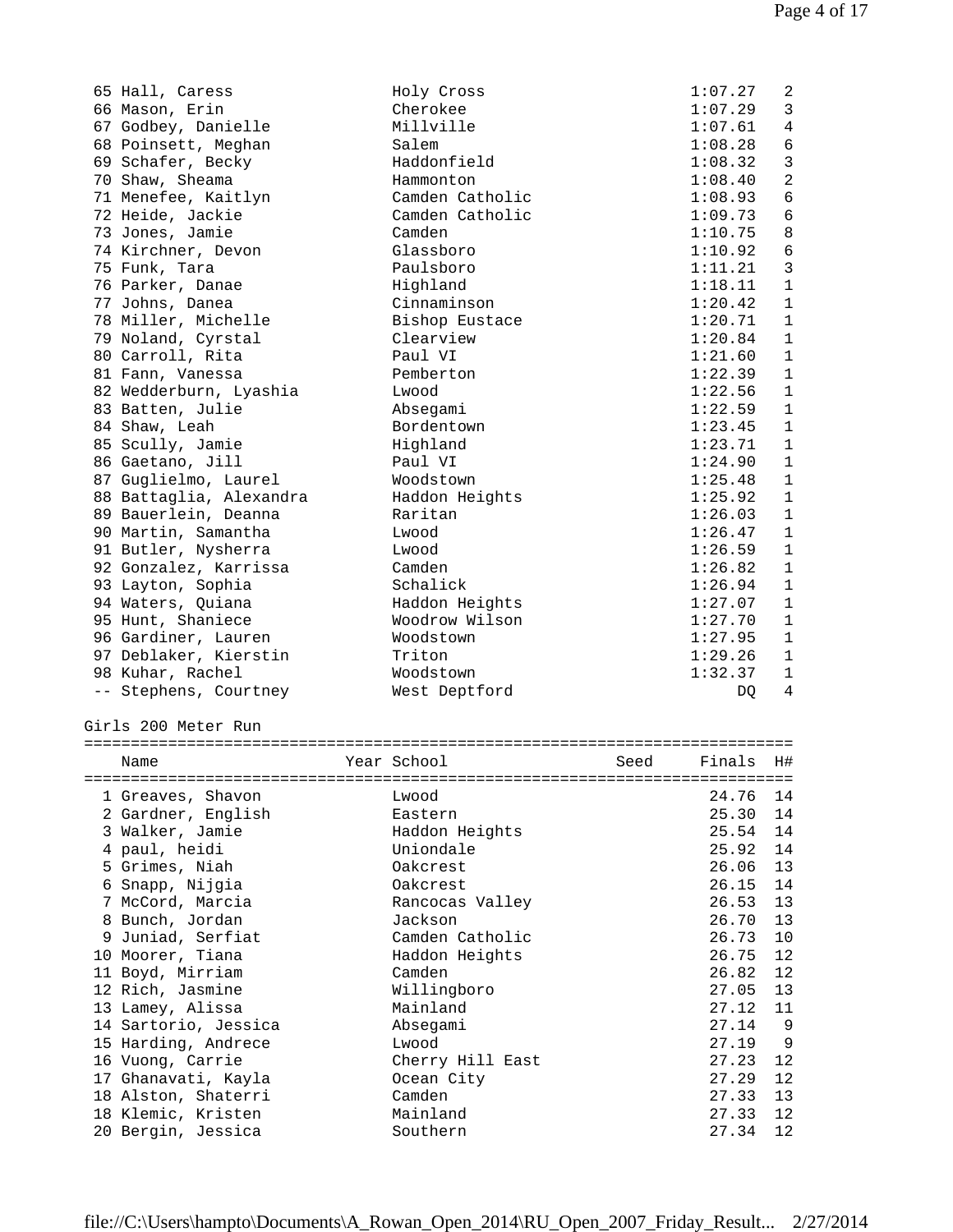| Place | Name | Year | School | Seed | Finals | H# |
|---|---|---|---|---|---|---|
| 65 | Hall, Caress | | Holy Cross | | 1:07.27 | 2 |
| 66 | Mason, Erin | | Cherokee | | 1:07.29 | 3 |
| 67 | Godbey, Danielle | | Millville | | 1:07.61 | 4 |
| 68 | Poinsett, Meghan | | Salem | | 1:08.28 | 6 |
| 69 | Schafer, Becky | | Haddonfield | | 1:08.32 | 3 |
| 70 | Shaw, Sheama | | Hammonton | | 1:08.40 | 2 |
| 71 | Menefee, Kaitlyn | | Camden Catholic | | 1:08.93 | 6 |
| 72 | Heide, Jackie | | Camden Catholic | | 1:09.73 | 6 |
| 73 | Jones, Jamie | | Camden | | 1:10.75 | 8 |
| 74 | Kirchner, Devon | | Glassboro | | 1:10.92 | 6 |
| 75 | Funk, Tara | | Paulsboro | | 1:11.21 | 3 |
| 76 | Parker, Danae | | Highland | | 1:18.11 | 1 |
| 77 | Johns, Danea | | Cinnaminson | | 1:20.42 | 1 |
| 78 | Miller, Michelle | | Bishop Eustace | | 1:20.71 | 1 |
| 79 | Noland, Cyrstal | | Clearview | | 1:20.84 | 1 |
| 80 | Carroll, Rita | | Paul VI | | 1:21.60 | 1 |
| 81 | Fann, Vanessa | | Pemberton | | 1:22.39 | 1 |
| 82 | Wedderburn, Lyashia | | Lwood | | 1:22.56 | 1 |
| 83 | Batten, Julie | | Absegami | | 1:22.59 | 1 |
| 84 | Shaw, Leah | | Bordentown | | 1:23.45 | 1 |
| 85 | Scully, Jamie | | Highland | | 1:23.71 | 1 |
| 86 | Gaetano, Jill | | Paul VI | | 1:24.90 | 1 |
| 87 | Guglielmo, Laurel | | Woodstown | | 1:25.48 | 1 |
| 88 | Battaglia, Alexandra | | Haddon Heights | | 1:25.92 | 1 |
| 89 | Bauerlein, Deanna | | Raritan | | 1:26.03 | 1 |
| 90 | Martin, Samantha | | Lwood | | 1:26.47 | 1 |
| 91 | Butler, Nysherra | | Lwood | | 1:26.59 | 1 |
| 92 | Gonzalez, Karrissa | | Camden | | 1:26.82 | 1 |
| 93 | Layton, Sophia | | Schalick | | 1:26.94 | 1 |
| 94 | Waters, Quiana | | Haddon Heights | | 1:27.07 | 1 |
| 95 | Hunt, Shaniece | | Woodrow Wilson | | 1:27.70 | 1 |
| 96 | Gardiner, Lauren | | Woodstown | | 1:27.95 | 1 |
| 97 | Deblaker, Kierstin | | Triton | | 1:29.26 | 1 |
| 98 | Kuhar, Rachel | | Woodstown | | 1:32.37 | 1 |
| -- | Stephens, Courtney | | West Deptford | | DQ | 4 |

## Girls 200 Meter Run

| Place | Name | Year | School | Seed | Finals | H# |
|---|---|---|---|---|---|---|
| 1 | Greaves, Shavon | | Lwood | | 24.76 | 14 |
| 2 | Gardner, English | | Eastern | | 25.30 | 14 |
| 3 | Walker, Jamie | | Haddon Heights | | 25.54 | 14 |
| 4 | paul, heidi | | Uniondale | | 25.92 | 14 |
| 5 | Grimes, Niah | | Oakcrest | | 26.06 | 13 |
| 6 | Snapp, Nijgia | | Oakcrest | | 26.15 | 14 |
| 7 | McCord, Marcia | | Rancocas Valley | | 26.53 | 13 |
| 8 | Bunch, Jordan | | Jackson | | 26.70 | 13 |
| 9 | Juniad, Serfiat | | Camden Catholic | | 26.73 | 10 |
| 10 | Moorer, Tiana | | Haddon Heights | | 26.75 | 12 |
| 11 | Boyd, Mirriam | | Camden | | 26.82 | 12 |
| 12 | Rich, Jasmine | | Willingboro | | 27.05 | 13 |
| 13 | Lamey, Alissa | | Mainland | | 27.12 | 11 |
| 14 | Sartorio, Jessica | | Absegami | | 27.14 | 9 |
| 15 | Harding, Andrece | | Lwood | | 27.19 | 9 |
| 16 | Vuong, Carrie | | Cherry Hill East | | 27.23 | 12 |
| 17 | Ghanavati, Kayla | | Ocean City | | 27.29 | 12 |
| 18 | Alston, Shaterri | | Camden | | 27.33 | 13 |
| 18 | Klemic, Kristen | | Mainland | | 27.33 | 12 |
| 20 | Bergin, Jessica | | Southern | | 27.34 | 12 |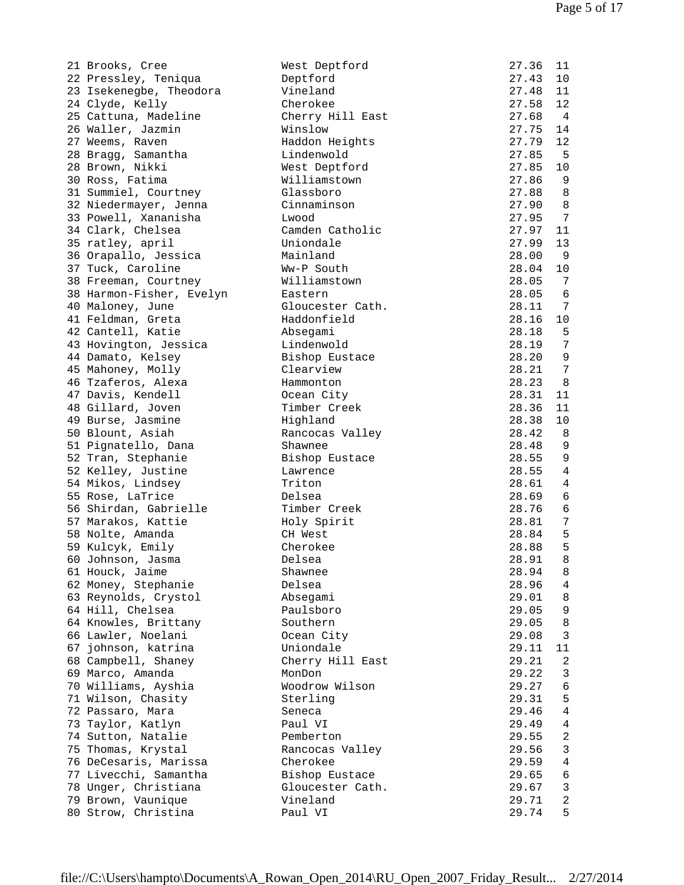| Place | Name | School | Time | Heat |
|---|---|---|---|---|
| 21 | Brooks, Cree | West Deptford | 27.36 | 11 |
| 22 | Pressley, Teniqua | Deptford | 27.43 | 10 |
| 23 | Isekenegbe, Theodora | Vineland | 27.48 | 11 |
| 24 | Clyde, Kelly | Cherokee | 27.58 | 12 |
| 25 | Cattuna, Madeline | Cherry Hill East | 27.68 | 4 |
| 26 | Waller, Jazmin | Winslow | 27.75 | 14 |
| 27 | Weems, Raven | Haddon Heights | 27.79 | 12 |
| 28 | Bragg, Samantha | Lindenwold | 27.85 | 5 |
| 28 | Brown, Nikki | West Deptford | 27.85 | 10 |
| 30 | Ross, Fatima | Williamstown | 27.86 | 9 |
| 31 | Summiel, Courtney | Glassboro | 27.88 | 8 |
| 32 | Niedermayer, Jenna | Cinnaminson | 27.90 | 8 |
| 33 | Powell, Xananisha | Lwood | 27.95 | 7 |
| 34 | Clark, Chelsea | Camden Catholic | 27.97 | 11 |
| 35 | ratley, april | Uniondale | 27.99 | 13 |
| 36 | Orapallo, Jessica | Mainland | 28.00 | 9 |
| 37 | Tuck, Caroline | Ww-P South | 28.04 | 10 |
| 38 | Freeman, Courtney | Williamstown | 28.05 | 7 |
| 38 | Harmon-Fisher, Evelyn | Eastern | 28.05 | 6 |
| 40 | Maloney, June | Gloucester Cath. | 28.11 | 7 |
| 41 | Feldman, Greta | Haddonfield | 28.16 | 10 |
| 42 | Cantell, Katie | Absegami | 28.18 | 5 |
| 43 | Hovington, Jessica | Lindenwold | 28.19 | 7 |
| 44 | Damato, Kelsey | Bishop Eustace | 28.20 | 9 |
| 45 | Mahoney, Molly | Clearview | 28.21 | 7 |
| 46 | Tzaferos, Alexa | Hammonton | 28.23 | 8 |
| 47 | Davis, Kendell | Ocean City | 28.31 | 11 |
| 48 | Gillard, Joven | Timber Creek | 28.36 | 11 |
| 49 | Burse, Jasmine | Highland | 28.38 | 10 |
| 50 | Blount, Asiah | Rancocas Valley | 28.42 | 8 |
| 51 | Pignatello, Dana | Shawnee | 28.48 | 9 |
| 52 | Tran, Stephanie | Bishop Eustace | 28.55 | 9 |
| 52 | Kelley, Justine | Lawrence | 28.55 | 4 |
| 54 | Mikos, Lindsey | Triton | 28.61 | 4 |
| 55 | Rose, LaTrice | Delsea | 28.69 | 6 |
| 56 | Shirdan, Gabrielle | Timber Creek | 28.76 | 6 |
| 57 | Marakos, Kattie | Holy Spirit | 28.81 | 7 |
| 58 | Nolte, Amanda | CH West | 28.84 | 5 |
| 59 | Kulcyk, Emily | Cherokee | 28.88 | 5 |
| 60 | Johnson, Jasma | Delsea | 28.91 | 8 |
| 61 | Houck, Jaime | Shawnee | 28.94 | 8 |
| 62 | Money, Stephanie | Delsea | 28.96 | 4 |
| 63 | Reynolds, Crystol | Absegami | 29.01 | 8 |
| 64 | Hill, Chelsea | Paulsboro | 29.05 | 9 |
| 64 | Knowles, Brittany | Southern | 29.05 | 8 |
| 66 | Lawler, Noelani | Ocean City | 29.08 | 3 |
| 67 | johnson, katrina | Uniondale | 29.11 | 11 |
| 68 | Campbell, Shaney | Cherry Hill East | 29.21 | 2 |
| 69 | Marco, Amanda | MonDon | 29.22 | 3 |
| 70 | Williams, Ayshia | Woodrow Wilson | 29.27 | 6 |
| 71 | Wilson, Chasity | Sterling | 29.31 | 5 |
| 72 | Passaro, Mara | Seneca | 29.46 | 4 |
| 73 | Taylor, Katlyn | Paul VI | 29.49 | 4 |
| 74 | Sutton, Natalie | Pemberton | 29.55 | 2 |
| 75 | Thomas, Krystal | Rancocas Valley | 29.56 | 3 |
| 76 | DeCesaris, Marissa | Cherokee | 29.59 | 4 |
| 77 | Livecchi, Samantha | Bishop Eustace | 29.65 | 6 |
| 78 | Unger, Christiana | Gloucester Cath. | 29.67 | 3 |
| 79 | Brown, Vaunique | Vineland | 29.71 | 2 |
| 80 | Strow, Christina | Paul VI | 29.74 | 5 |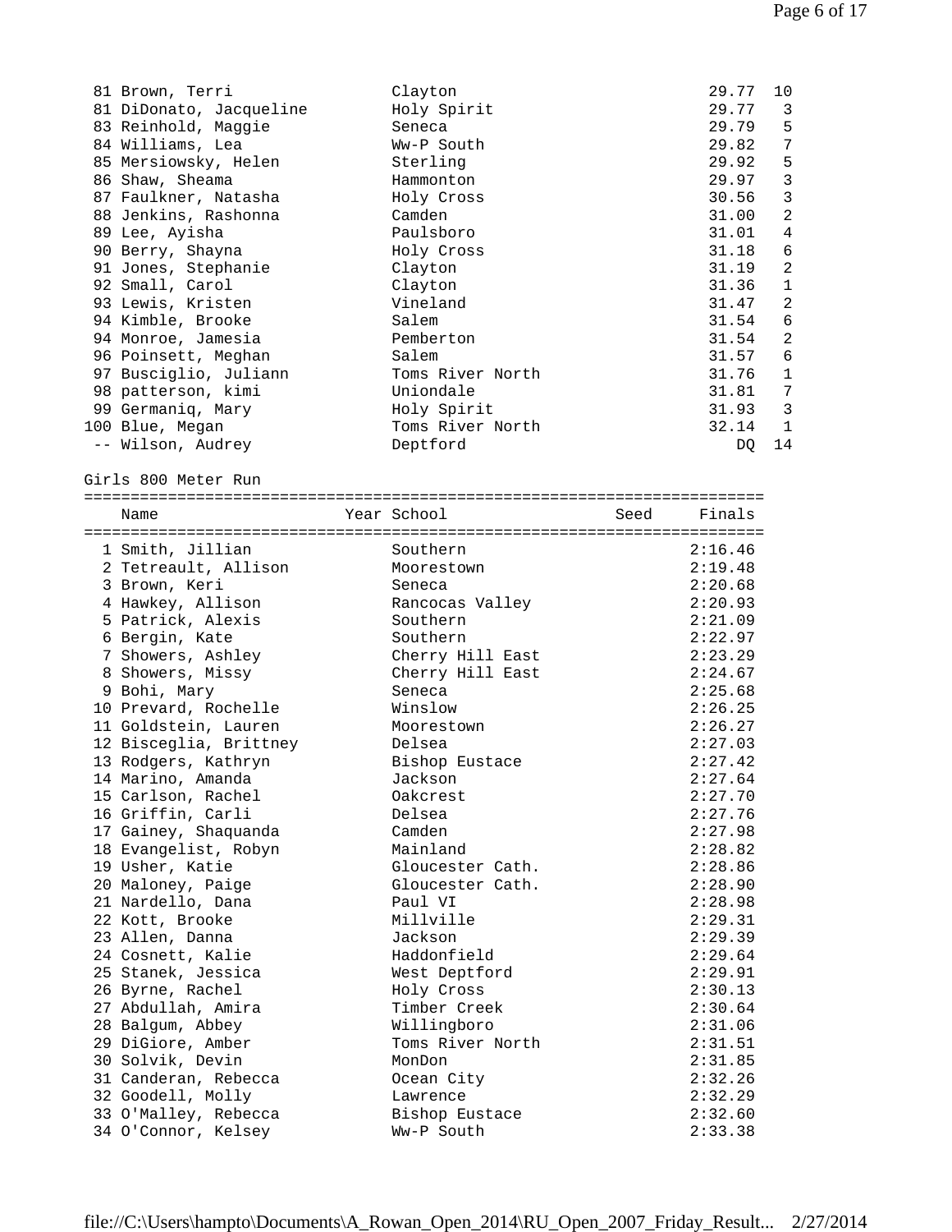| Place | Name | Year | School | Seed | Finals | Heat |
|---|---|---|---|---|---|---|
| 81 | Brown, Terri | | Clayton | | 29.77 | 10 |
| 81 | DiDonato, Jacqueline | | Holy Spirit | | 29.77 | 3 |
| 83 | Reinhold, Maggie | | Seneca | | 29.79 | 5 |
| 84 | Williams, Lea | | Ww-P South | | 29.82 | 7 |
| 85 | Mersiowsky, Helen | | Sterling | | 29.92 | 5 |
| 86 | Shaw, Sheama | | Hammonton | | 29.97 | 3 |
| 87 | Faulkner, Natasha | | Holy Cross | | 30.56 | 3 |
| 88 | Jenkins, Rashonna | | Camden | | 31.00 | 2 |
| 89 | Lee, Ayisha | | Paulsboro | | 31.01 | 4 |
| 90 | Berry, Shayna | | Holy Cross | | 31.18 | 6 |
| 91 | Jones, Stephanie | | Clayton | | 31.19 | 2 |
| 92 | Small, Carol | | Clayton | | 31.36 | 1 |
| 93 | Lewis, Kristen | | Vineland | | 31.47 | 2 |
| 94 | Kimble, Brooke | | Salem | | 31.54 | 6 |
| 94 | Monroe, Jamesia | | Pemberton | | 31.54 | 2 |
| 96 | Poinsett, Meghan | | Salem | | 31.57 | 6 |
| 97 | Busciglio, Juliann | | Toms River North | | 31.76 | 1 |
| 98 | patterson, kimi | | Uniondale | | 31.81 | 7 |
| 99 | Germaniq, Mary | | Holy Spirit | | 31.93 | 3 |
| 100 | Blue, Megan | | Toms River North | | 32.14 | 1 |
| -- | Wilson, Audrey | | Deptford | | DQ | 14 |

## Girls 800 Meter Run

| Place | Name | Year | School | Seed | Finals |
|---|---|---|---|---|---|
| 1 | Smith, Jillian | | Southern | | 2:16.46 |
| 2 | Tetreault, Allison | | Moorestown | | 2:19.48 |
| 3 | Brown, Keri | | Seneca | | 2:20.68 |
| 4 | Hawkey, Allison | | Rancocas Valley | | 2:20.93 |
| 5 | Patrick, Alexis | | Southern | | 2:21.09 |
| 6 | Bergin, Kate | | Southern | | 2:22.97 |
| 7 | Showers, Ashley | | Cherry Hill East | | 2:23.29 |
| 8 | Showers, Missy | | Cherry Hill East | | 2:24.67 |
| 9 | Bohi, Mary | | Seneca | | 2:25.68 |
| 10 | Prevard, Rochelle | | Winslow | | 2:26.25 |
| 11 | Goldstein, Lauren | | Moorestown | | 2:26.27 |
| 12 | Bisceglia, Brittney | | Delsea | | 2:27.03 |
| 13 | Rodgers, Kathryn | | Bishop Eustace | | 2:27.42 |
| 14 | Marino, Amanda | | Jackson | | 2:27.64 |
| 15 | Carlson, Rachel | | Oakcrest | | 2:27.70 |
| 16 | Griffin, Carli | | Delsea | | 2:27.76 |
| 17 | Gainey, Shaquanda | | Camden | | 2:27.98 |
| 18 | Evangelist, Robyn | | Mainland | | 2:28.82 |
| 19 | Usher, Katie | | Gloucester Cath. | | 2:28.86 |
| 20 | Maloney, Paige | | Gloucester Cath. | | 2:28.90 |
| 21 | Nardello, Dana | | Paul VI | | 2:28.98 |
| 22 | Kott, Brooke | | Millville | | 2:29.31 |
| 23 | Allen, Danna | | Jackson | | 2:29.39 |
| 24 | Cosnett, Kalie | | Haddonfield | | 2:29.64 |
| 25 | Stanek, Jessica | | West Deptford | | 2:29.91 |
| 26 | Byrne, Rachel | | Holy Cross | | 2:30.13 |
| 27 | Abdullah, Amira | | Timber Creek | | 2:30.64 |
| 28 | Balgum, Abbey | | Willingboro | | 2:31.06 |
| 29 | DiGiore, Amber | | Toms River North | | 2:31.51 |
| 30 | Solvik, Devin | | MonDon | | 2:31.85 |
| 31 | Canderan, Rebecca | | Ocean City | | 2:32.26 |
| 32 | Goodell, Molly | | Lawrence | | 2:32.29 |
| 33 | O'Malley, Rebecca | | Bishop Eustace | | 2:32.60 |
| 34 | O'Connor, Kelsey | | Ww-P South | | 2:33.38 |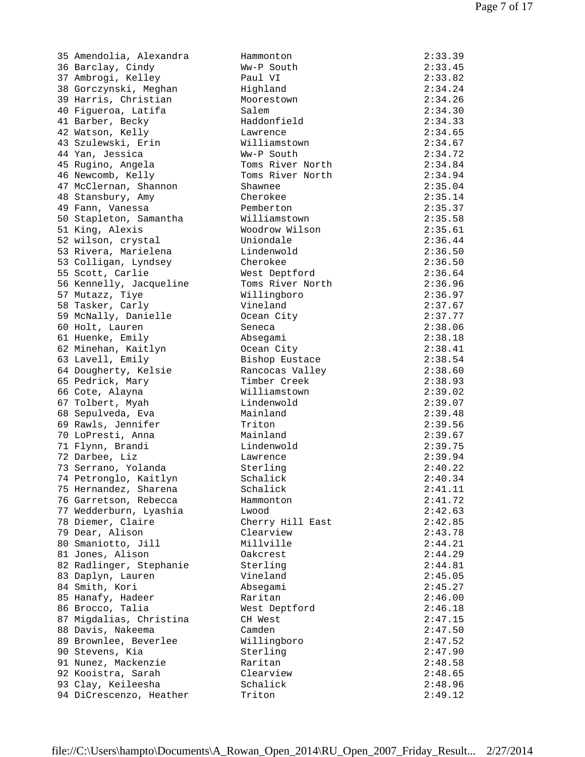```
35 Amendolia, Alexandra        Hammonton                          2:33.39
36 Barclay, Cindy              Ww-P South                         2:33.45
37 Ambrogi, Kelley             Paul VI                            2:33.82
38 Gorczynski, Meghan          Highland                           2:34.24
39 Harris, Christian           Moorestown                         2:34.26
40 Figueroa, Latifa            Salem                              2:34.30
41 Barber, Becky               Haddonfield                        2:34.33
42 Watson, Kelly               Lawrence                           2:34.65
43 Szulewski, Erin             Williamstown                       2:34.67
44 Yan, Jessica                Ww-P South                         2:34.72
45 Rugino, Angela              Toms River North                   2:34.84
46 Newcomb, Kelly              Toms River North                   2:34.94
47 McClernan, Shannon          Shawnee                            2:35.04
48 Stansbury, Amy              Cherokee                           2:35.14
49 Fann, Vanessa               Pemberton                          2:35.37
50 Stapleton, Samantha         Williamstown                       2:35.58
51 King, Alexis                Woodrow Wilson                     2:35.61
52 wilson, crystal             Uniondale                          2:36.44
53 Rivera, Marielena           Lindenwold                         2:36.50
53 Colligan, Lyndsey           Cherokee                           2:36.50
55 Scott, Carlie               West Deptford                      2:36.64
56 Kennelly, Jacqueline        Toms River North                   2:36.96
57 Mutazz, Tiye                Willingboro                        2:36.97
58 Tasker, Carly               Vineland                           2:37.67
59 McNally, Danielle           Ocean City                         2:37.77
60 Holt, Lauren                Seneca                             2:38.06
61 Huenke, Emily               Absegami                           2:38.18
62 Minehan, Kaitlyn            Ocean City                         2:38.41
63 Lavell, Emily               Bishop Eustace                     2:38.54
64 Dougherty, Kelsie           Rancocas Valley                    2:38.60
65 Pedrick, Mary               Timber Creek                       2:38.93
66 Cote, Alayna                Williamstown                       2:39.02
67 Tolbert, Myah               Lindenwold                         2:39.07
68 Sepulveda, Eva              Mainland                           2:39.48
69 Rawls, Jennifer             Triton                             2:39.56
70 LoPresti, Anna              Mainland                           2:39.67
71 Flynn, Brandi               Lindenwold                         2:39.75
72 Darbee, Liz                 Lawrence                           2:39.94
73 Serrano, Yolanda            Sterling                           2:40.22
74 Petronglo, Kaitlyn          Schalick                           2:40.34
75 Hernandez, Sharena          Schalick                           2:41.11
76 Garretson, Rebecca          Hammonton                          2:41.72
77 Wedderburn, Lyashia         Lwood                              2:42.63
78 Diemer, Claire              Cherry Hill East                   2:42.85
79 Dear, Alison                Clearview                          2:43.78
80 Smaniotto, Jill             Millville                          2:44.21
81 Jones, Alison               Oakcrest                           2:44.29
82 Radlinger, Stephanie        Sterling                           2:44.81
83 Daplyn, Lauren              Vineland                           2:45.05
84 Smith, Kori                 Absegami                           2:45.27
85 Hanafy, Hadeer              Raritan                            2:46.00
86 Brocco, Talia               West Deptford                      2:46.18
87 Migdalias, Christina        CH West                            2:47.15
88 Davis, Nakeema              Camden                             2:47.50
89 Brownlee, Beverlee          Willingboro                        2:47.52
90 Stevens, Kia                Sterling                           2:47.90
91 Nunez, Mackenzie            Raritan                            2:48.58
92 Kooistra, Sarah             Clearview                          2:48.65
93 Clay, Keileesha             Schalick                           2:48.96
94 DiCrescenzo, Heather        Triton                             2:49.12
```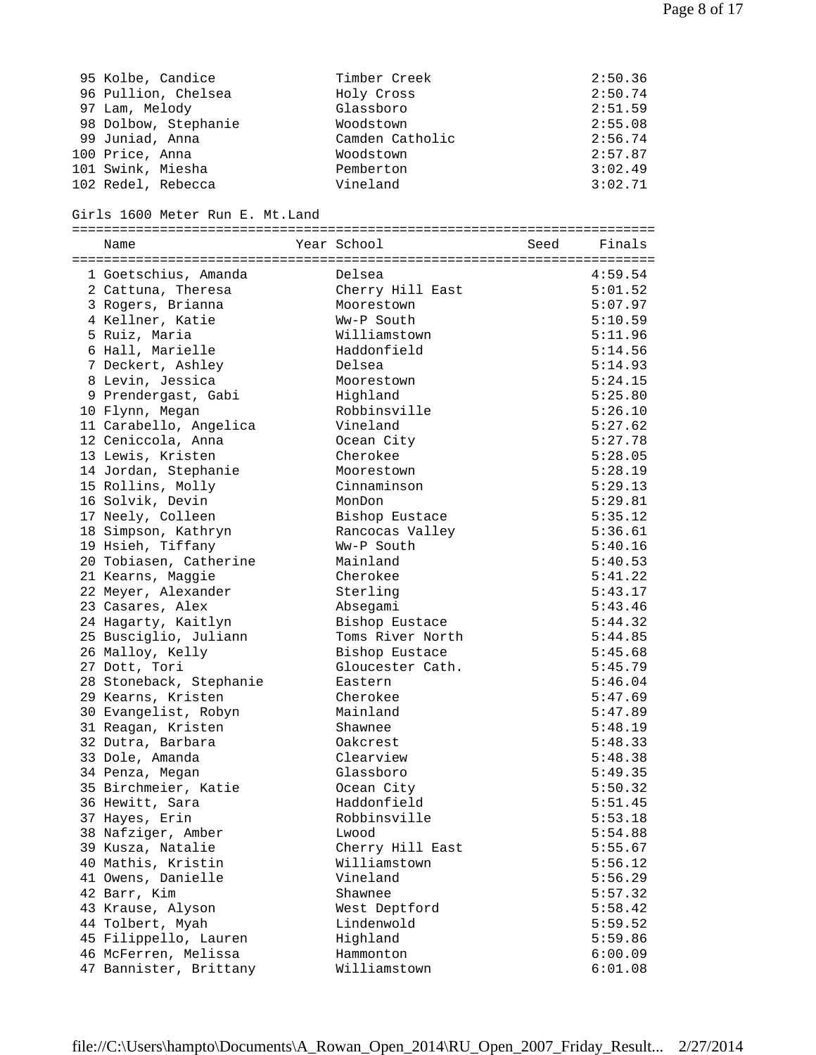| Place | Name | School | Finals |
|---|---|---|---|
| 95 | Kolbe, Candice | Timber Creek | 2:50.36 |
| 96 | Pullion, Chelsea | Holy Cross | 2:50.74 |
| 97 | Lam, Melody | Glassboro | 2:51.59 |
| 98 | Dolbow, Stephanie | Woodstown | 2:55.08 |
| 99 | Juniad, Anna | Camden Catholic | 2:56.74 |
| 100 | Price, Anna | Woodstown | 2:57.87 |
| 101 | Swink, Miesha | Pemberton | 3:02.49 |
| 102 | Redel, Rebecca | Vineland | 3:02.71 |

## Girls 1600 Meter Run E. Mt.Land

| | Name | Year | School | Seed | Finals |
|---|---|---|---|---|---|
| 1 | Goetschius, Amanda | | Delsea | | 4:59.54 |
| 2 | Cattuna, Theresa | | Cherry Hill East | | 5:01.52 |
| 3 | Rogers, Brianna | | Moorestown | | 5:07.97 |
| 4 | Kellner, Katie | | Ww-P South | | 5:10.59 |
| 5 | Ruiz, Maria | | Williamstown | | 5:11.96 |
| 6 | Hall, Marielle | | Haddonfield | | 5:14.56 |
| 7 | Deckert, Ashley | | Delsea | | 5:14.93 |
| 8 | Levin, Jessica | | Moorestown | | 5:24.15 |
| 9 | Prendergast, Gabi | | Highland | | 5:25.80 |
| 10 | Flynn, Megan | | Robbinsville | | 5:26.10 |
| 11 | Carabello, Angelica | | Vineland | | 5:27.62 |
| 12 | Ceniccola, Anna | | Ocean City | | 5:27.78 |
| 13 | Lewis, Kristen | | Cherokee | | 5:28.05 |
| 14 | Jordan, Stephanie | | Moorestown | | 5:28.19 |
| 15 | Rollins, Molly | | Cinnaminson | | 5:29.13 |
| 16 | Solvik, Devin | | MonDon | | 5:29.81 |
| 17 | Neely, Colleen | | Bishop Eustace | | 5:35.12 |
| 18 | Simpson, Kathryn | | Rancocas Valley | | 5:36.61 |
| 19 | Hsieh, Tiffany | | Ww-P South | | 5:40.16 |
| 20 | Tobiasen, Catherine | | Mainland | | 5:40.53 |
| 21 | Kearns, Maggie | | Cherokee | | 5:41.22 |
| 22 | Meyer, Alexander | | Sterling | | 5:43.17 |
| 23 | Casares, Alex | | Absegami | | 5:43.46 |
| 24 | Hagarty, Kaitlyn | | Bishop Eustace | | 5:44.32 |
| 25 | Busciglio, Juliann | | Toms River North | | 5:44.85 |
| 26 | Malloy, Kelly | | Bishop Eustace | | 5:45.68 |
| 27 | Dott, Tori | | Gloucester Cath. | | 5:45.79 |
| 28 | Stoneback, Stephanie | | Eastern | | 5:46.04 |
| 29 | Kearns, Kristen | | Cherokee | | 5:47.69 |
| 30 | Evangelist, Robyn | | Mainland | | 5:47.89 |
| 31 | Reagan, Kristen | | Shawnee | | 5:48.19 |
| 32 | Dutra, Barbara | | Oakcrest | | 5:48.33 |
| 33 | Dole, Amanda | | Clearview | | 5:48.38 |
| 34 | Penza, Megan | | Glassboro | | 5:49.35 |
| 35 | Birchmeier, Katie | | Ocean City | | 5:50.32 |
| 36 | Hewitt, Sara | | Haddonfield | | 5:51.45 |
| 37 | Hayes, Erin | | Robbinsville | | 5:53.18 |
| 38 | Nafziger, Amber | | Lwood | | 5:54.88 |
| 39 | Kusza, Natalie | | Cherry Hill East | | 5:55.67 |
| 40 | Mathis, Kristin | | Williamstown | | 5:56.12 |
| 41 | Owens, Danielle | | Vineland | | 5:56.29 |
| 42 | Barr, Kim | | Shawnee | | 5:57.32 |
| 43 | Krause, Alyson | | West Deptford | | 5:58.42 |
| 44 | Tolbert, Myah | | Lindenwold | | 5:59.52 |
| 45 | Filippello, Lauren | | Highland | | 5:59.86 |
| 46 | McFerren, Melissa | | Hammonton | | 6:00.09 |
| 47 | Bannister, Brittany | | Williamstown | | 6:01.08 |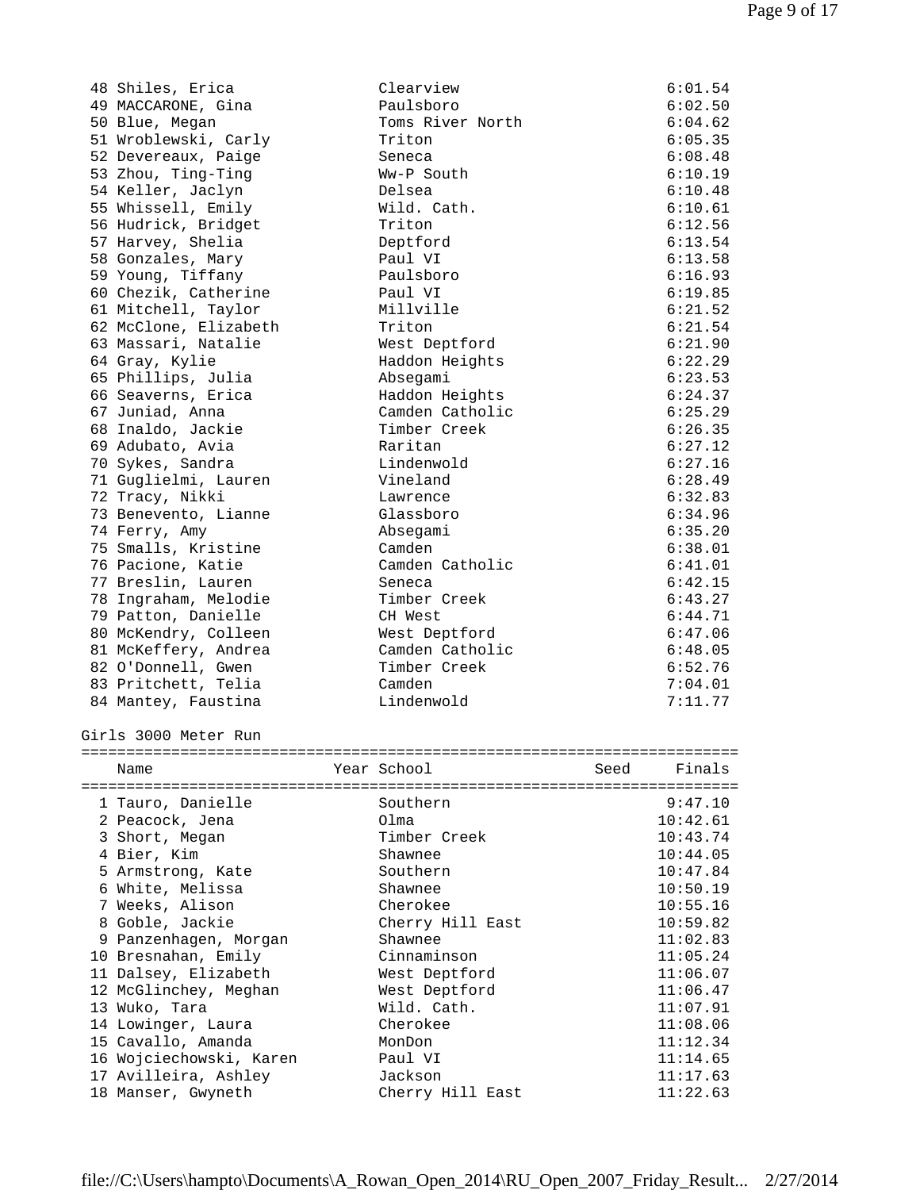| Place | Name | Year | School | Seed | Finals |
|---|---|---|---|---|---|
| 48 | Shiles, Erica | | Clearview | | 6:01.54 |
| 49 | MACCARONE, Gina | | Paulsboro | | 6:02.50 |
| 50 | Blue, Megan | | Toms River North | | 6:04.62 |
| 51 | Wroblewski, Carly | | Triton | | 6:05.35 |
| 52 | Devereaux, Paige | | Seneca | | 6:08.48 |
| 53 | Zhou, Ting-Ting | | Ww-P South | | 6:10.19 |
| 54 | Keller, Jaclyn | | Delsea | | 6:10.48 |
| 55 | Whissell, Emily | | Wild. Cath. | | 6:10.61 |
| 56 | Hudrick, Bridget | | Triton | | 6:12.56 |
| 57 | Harvey, Shelia | | Deptford | | 6:13.54 |
| 58 | Gonzales, Mary | | Paul VI | | 6:13.58 |
| 59 | Young, Tiffany | | Paulsboro | | 6:16.93 |
| 60 | Chezik, Catherine | | Paul VI | | 6:19.85 |
| 61 | Mitchell, Taylor | | Millville | | 6:21.52 |
| 62 | McClone, Elizabeth | | Triton | | 6:21.54 |
| 63 | Massari, Natalie | | West Deptford | | 6:21.90 |
| 64 | Gray, Kylie | | Haddon Heights | | 6:22.29 |
| 65 | Phillips, Julia | | Absegami | | 6:23.53 |
| 66 | Seaverns, Erica | | Haddon Heights | | 6:24.37 |
| 67 | Juniad, Anna | | Camden Catholic | | 6:25.29 |
| 68 | Inaldo, Jackie | | Timber Creek | | 6:26.35 |
| 69 | Adubato, Avia | | Raritan | | 6:27.12 |
| 70 | Sykes, Sandra | | Lindenwold | | 6:27.16 |
| 71 | Guglielmi, Lauren | | Vineland | | 6:28.49 |
| 72 | Tracy, Nikki | | Lawrence | | 6:32.83 |
| 73 | Benevento, Lianne | | Glassboro | | 6:34.96 |
| 74 | Ferry, Amy | | Absegami | | 6:35.20 |
| 75 | Smalls, Kristine | | Camden | | 6:38.01 |
| 76 | Pacione, Katie | | Camden Catholic | | 6:41.01 |
| 77 | Breslin, Lauren | | Seneca | | 6:42.15 |
| 78 | Ingraham, Melodie | | Timber Creek | | 6:43.27 |
| 79 | Patton, Danielle | | CH West | | 6:44.71 |
| 80 | McKendry, Colleen | | West Deptford | | 6:47.06 |
| 81 | McKeffery, Andrea | | Camden Catholic | | 6:48.05 |
| 82 | O'Donnell, Gwen | | Timber Creek | | 6:52.76 |
| 83 | Pritchett, Telia | | Camden | | 7:04.01 |
| 84 | Mantey, Faustina | | Lindenwold | | 7:11.77 |

## Girls 3000 Meter Run

| Place | Name | Year | School | Seed | Finals |
|---|---|---|---|---|---|
| 1 | Tauro, Danielle | | Southern | | 9:47.10 |
| 2 | Peacock, Jena | | Olma | | 10:42.61 |
| 3 | Short, Megan | | Timber Creek | | 10:43.74 |
| 4 | Bier, Kim | | Shawnee | | 10:44.05 |
| 5 | Armstrong, Kate | | Southern | | 10:47.84 |
| 6 | White, Melissa | | Shawnee | | 10:50.19 |
| 7 | Weeks, Alison | | Cherokee | | 10:55.16 |
| 8 | Goble, Jackie | | Cherry Hill East | | 10:59.82 |
| 9 | Panzenhagen, Morgan | | Shawnee | | 11:02.83 |
| 10 | Bresnahan, Emily | | Cinnaminson | | 11:05.24 |
| 11 | Dalsey, Elizabeth | | West Deptford | | 11:06.07 |
| 12 | McGlinchey, Meghan | | West Deptford | | 11:06.47 |
| 13 | Wuko, Tara | | Wild. Cath. | | 11:07.91 |
| 14 | Lowinger, Laura | | Cherokee | | 11:08.06 |
| 15 | Cavallo, Amanda | | MonDon | | 11:12.34 |
| 16 | Wojciechowski, Karen | | Paul VI | | 11:14.65 |
| 17 | Avilleira, Ashley | | Jackson | | 11:17.63 |
| 18 | Manser, Gwyneth | | Cherry Hill East | | 11:22.63 |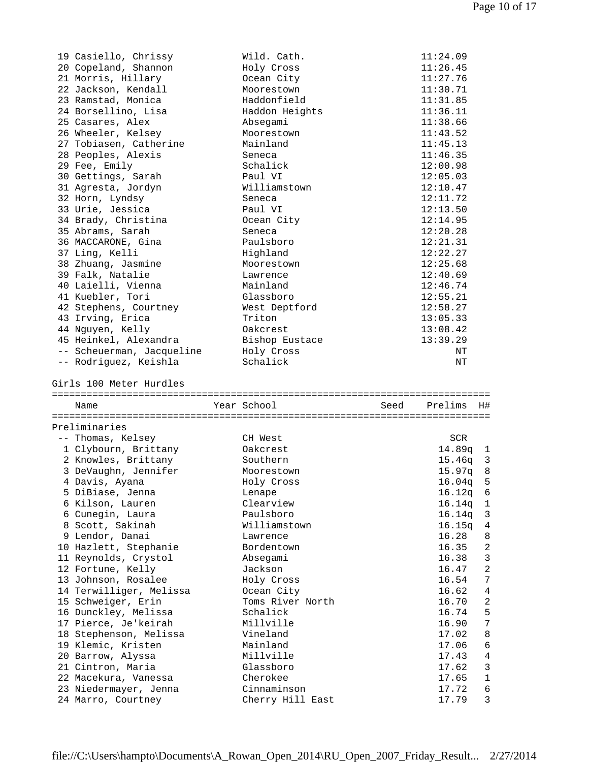| Place | Name | School | Time |
|---|---|---|---|
| 19 | Casiello, Chrissy | Wild. Cath. | 11:24.09 |
| 20 | Copeland, Shannon | Holy Cross | 11:26.45 |
| 21 | Morris, Hillary | Ocean City | 11:27.76 |
| 22 | Jackson, Kendall | Moorestown | 11:30.71 |
| 23 | Ramstad, Monica | Haddonfield | 11:31.85 |
| 24 | Borsellino, Lisa | Haddon Heights | 11:36.11 |
| 25 | Casares, Alex | Absegami | 11:38.66 |
| 26 | Wheeler, Kelsey | Moorestown | 11:43.52 |
| 27 | Tobiasen, Catherine | Mainland | 11:45.13 |
| 28 | Peoples, Alexis | Seneca | 11:46.35 |
| 29 | Fee, Emily | Schalick | 12:00.98 |
| 30 | Gettings, Sarah | Paul VI | 12:05.03 |
| 31 | Agresta, Jordyn | Williamstown | 12:10.47 |
| 32 | Horn, Lyndsy | Seneca | 12:11.72 |
| 33 | Urie, Jessica | Paul VI | 12:13.50 |
| 34 | Brady, Christina | Ocean City | 12:14.95 |
| 35 | Abrams, Sarah | Seneca | 12:20.28 |
| 36 | MACCARONE, Gina | Paulsboro | 12:21.31 |
| 37 | Ling, Kelli | Highland | 12:22.27 |
| 38 | Zhuang, Jasmine | Moorestown | 12:25.68 |
| 39 | Falk, Natalie | Lawrence | 12:40.69 |
| 40 | Laielli, Vienna | Mainland | 12:46.74 |
| 41 | Kuebler, Tori | Glassboro | 12:55.21 |
| 42 | Stephens, Courtney | West Deptford | 12:58.27 |
| 43 | Irving, Erica | Triton | 13:05.33 |
| 44 | Nguyen, Kelly | Oakcrest | 13:08.42 |
| 45 | Heinkel, Alexandra | Bishop Eustace | 13:39.29 |
| -- | Scheuerman, Jacqueline | Holy Cross | NT |
| -- | Rodriguez, Keishla | Schalick | NT |

## Girls 100 Meter Hurdles

Preliminaries

| Place | Name | Year | School | Seed | Prelims | H# |
|---|---|---|---|---|---|---|
| -- | Thomas, Kelsey | | CH West | | SCR | |
| 1 | Clybourn, Brittany | | Oakcrest | | 14.89q | 1 |
| 2 | Knowles, Brittany | | Southern | | 15.46q | 3 |
| 3 | DeVaughn, Jennifer | | Moorestown | | 15.97q | 8 |
| 4 | Davis, Ayana | | Holy Cross | | 16.04q | 5 |
| 5 | DiBiase, Jenna | | Lenape | | 16.12q | 6 |
| 6 | Kilson, Lauren | | Clearview | | 16.14q | 1 |
| 6 | Cunegin, Laura | | Paulsboro | | 16.14q | 3 |
| 8 | Scott, Sakinah | | Williamstown | | 16.15q | 4 |
| 9 | Lendor, Danai | | Lawrence | | 16.28 | 8 |
| 10 | Hazlett, Stephanie | | Bordentown | | 16.35 | 2 |
| 11 | Reynolds, Crystol | | Absegami | | 16.38 | 3 |
| 12 | Fortune, Kelly | | Jackson | | 16.47 | 2 |
| 13 | Johnson, Rosalee | | Holy Cross | | 16.54 | 7 |
| 14 | Terwilliger, Melissa | | Ocean City | | 16.62 | 4 |
| 15 | Schweiger, Erin | | Toms River North | | 16.70 | 2 |
| 16 | Dunckley, Melissa | | Schalick | | 16.74 | 5 |
| 17 | Pierce, Je'keirah | | Millville | | 16.90 | 7 |
| 18 | Stephenson, Melissa | | Vineland | | 17.02 | 8 |
| 19 | Klemic, Kristen | | Mainland | | 17.06 | 6 |
| 20 | Barrow, Alyssa | | Millville | | 17.43 | 4 |
| 21 | Cintron, Maria | | Glassboro | | 17.62 | 3 |
| 22 | Macekura, Vanessa | | Cherokee | | 17.65 | 1 |
| 23 | Niedermayer, Jenna | | Cinnaminson | | 17.72 | 6 |
| 24 | Marro, Courtney | | Cherry Hill East | | 17.79 | 3 |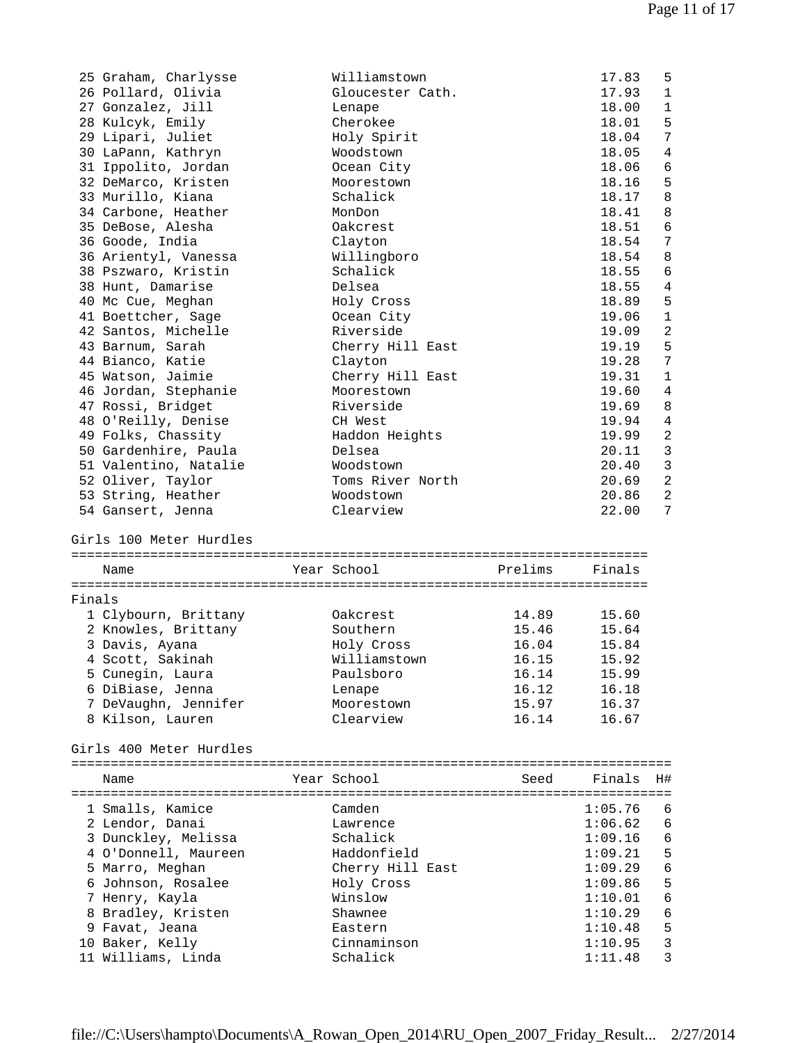| Place | Name | School | Time | H# |
|---|---|---|---|---|
| 25 | Graham, Charlysse | Williamstown | 17.83 | 5 |
| 26 | Pollard, Olivia | Gloucester Cath. | 17.93 | 1 |
| 27 | Gonzalez, Jill | Lenape | 18.00 | 1 |
| 28 | Kulcyk, Emily | Cherokee | 18.01 | 5 |
| 29 | Lipari, Juliet | Holy Spirit | 18.04 | 7 |
| 30 | LaPann, Kathryn | Woodstown | 18.05 | 4 |
| 31 | Ippolito, Jordan | Ocean City | 18.06 | 6 |
| 32 | DeMarco, Kristen | Moorestown | 18.16 | 5 |
| 33 | Murillo, Kiana | Schalick | 18.17 | 8 |
| 34 | Carbone, Heather | MonDon | 18.41 | 8 |
| 35 | DeBose, Alesha | Oakcrest | 18.51 | 6 |
| 36 | Goode, India | Clayton | 18.54 | 7 |
| 36 | Arientyl, Vanessa | Willingboro | 18.54 | 8 |
| 38 | Pszwaro, Kristin | Schalick | 18.55 | 6 |
| 38 | Hunt, Damarise | Delsea | 18.55 | 4 |
| 40 | Mc Cue, Meghan | Holy Cross | 18.89 | 5 |
| 41 | Boettcher, Sage | Ocean City | 19.06 | 1 |
| 42 | Santos, Michelle | Riverside | 19.09 | 2 |
| 43 | Barnum, Sarah | Cherry Hill East | 19.19 | 5 |
| 44 | Bianco, Katie | Clayton | 19.28 | 7 |
| 45 | Watson, Jaimie | Cherry Hill East | 19.31 | 1 |
| 46 | Jordan, Stephanie | Moorestown | 19.60 | 4 |
| 47 | Rossi, Bridget | Riverside | 19.69 | 8 |
| 48 | O'Reilly, Denise | CH West | 19.94 | 4 |
| 49 | Folks, Chassity | Haddon Heights | 19.99 | 2 |
| 50 | Gardenhire, Paula | Delsea | 20.11 | 3 |
| 51 | Valentino, Natalie | Woodstown | 20.40 | 3 |
| 52 | Oliver, Taylor | Toms River North | 20.69 | 2 |
| 53 | String, Heather | Woodstown | 20.86 | 2 |
| 54 | Gansert, Jenna | Clearview | 22.00 | 7 |

## Girls 100 Meter Hurdles

Finals

| Place | Name | Year | School | Prelims | Finals |
|---|---|---|---|---|---|
| 1 | Clybourn, Brittany | | Oakcrest | 14.89 | 15.60 |
| 2 | Knowles, Brittany | | Southern | 15.46 | 15.64 |
| 3 | Davis, Ayana | | Holy Cross | 16.04 | 15.84 |
| 4 | Scott, Sakinah | | Williamstown | 16.15 | 15.92 |
| 5 | Cunegin, Laura | | Paulsboro | 16.14 | 15.99 |
| 6 | DiBiase, Jenna | | Lenape | 16.12 | 16.18 |
| 7 | DeVaughn, Jennifer | | Moorestown | 15.97 | 16.37 |
| 8 | Kilson, Lauren | | Clearview | 16.14 | 16.67 |

## Girls 400 Meter Hurdles

| Place | Name | Year | School | Seed | Finals | H# |
|---|---|---|---|---|---|---|
| 1 | Smalls, Kamice | | Camden | | 1:05.76 | 6 |
| 2 | Lendor, Danai | | Lawrence | | 1:06.62 | 6 |
| 3 | Dunckley, Melissa | | Schalick | | 1:09.16 | 6 |
| 4 | O'Donnell, Maureen | | Haddonfield | | 1:09.21 | 5 |
| 5 | Marro, Meghan | | Cherry Hill East | | 1:09.29 | 6 |
| 6 | Johnson, Rosalee | | Holy Cross | | 1:09.86 | 5 |
| 7 | Henry, Kayla | | Winslow | | 1:10.01 | 6 |
| 8 | Bradley, Kristen | | Shawnee | | 1:10.29 | 6 |
| 9 | Favat, Jeana | | Eastern | | 1:10.48 | 5 |
| 10 | Baker, Kelly | | Cinnaminson | | 1:10.95 | 3 |
| 11 | Williams, Linda | | Schalick | | 1:11.48 | 3 |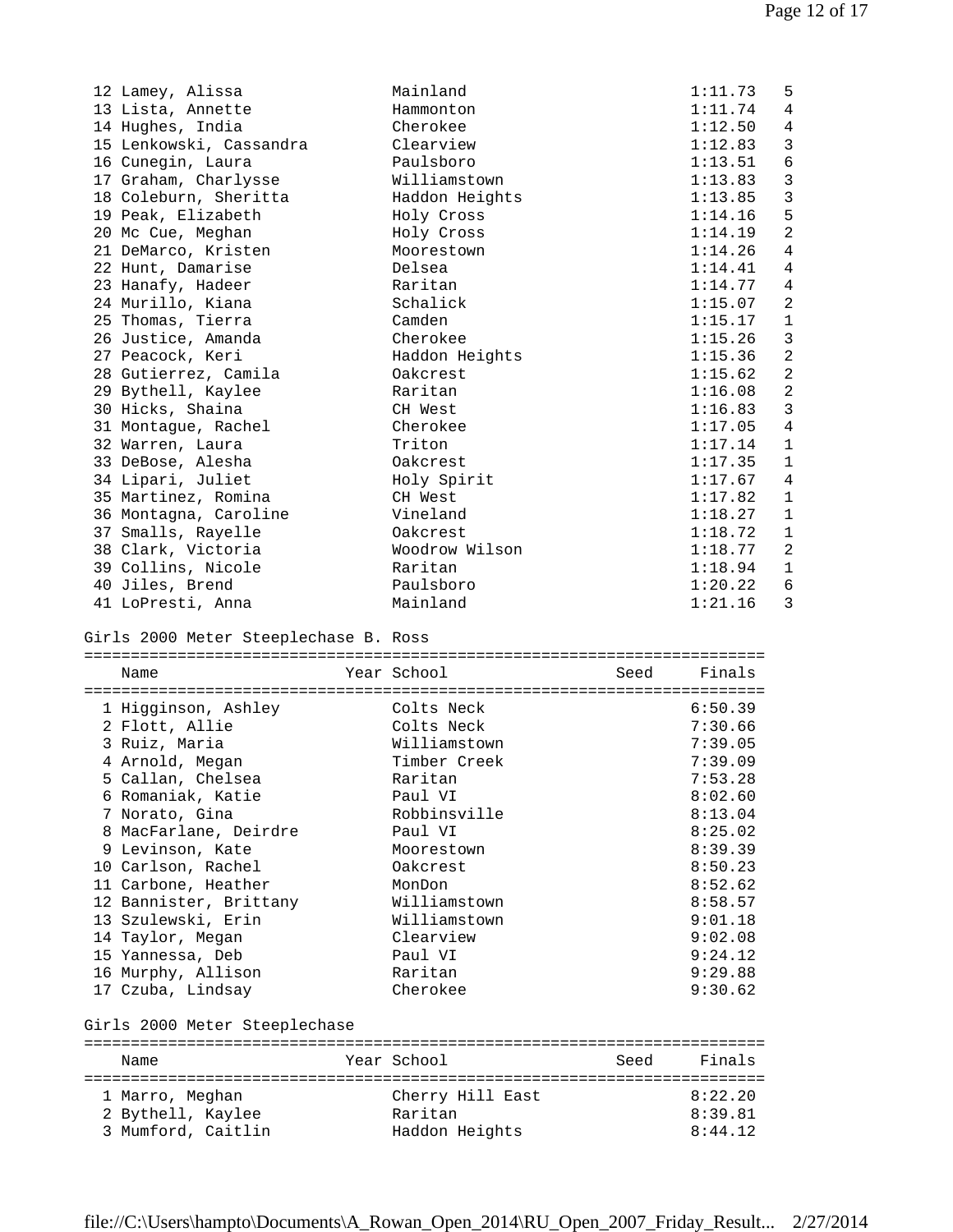| Place | Name | School | Time | Heat |
|---|---|---|---|---|
| 12 | Lamey, Alissa | Mainland | 1:11.73 | 5 |
| 13 | Lista, Annette | Hammonton | 1:11.74 | 4 |
| 14 | Hughes, India | Cherokee | 1:12.50 | 4 |
| 15 | Lenkowski, Cassandra | Clearview | 1:12.83 | 3 |
| 16 | Cunegin, Laura | Paulsboro | 1:13.51 | 6 |
| 17 | Graham, Charlysse | Williamstown | 1:13.83 | 3 |
| 18 | Coleburn, Sheritta | Haddon Heights | 1:13.85 | 3 |
| 19 | Peak, Elizabeth | Holy Cross | 1:14.16 | 5 |
| 20 | Mc Cue, Meghan | Holy Cross | 1:14.19 | 2 |
| 21 | DeMarco, Kristen | Moorestown | 1:14.26 | 4 |
| 22 | Hunt, Damarise | Delsea | 1:14.41 | 4 |
| 23 | Hanafy, Hadeer | Raritan | 1:14.77 | 4 |
| 24 | Murillo, Kiana | Schalick | 1:15.07 | 2 |
| 25 | Thomas, Tierra | Camden | 1:15.17 | 1 |
| 26 | Justice, Amanda | Cherokee | 1:15.26 | 3 |
| 27 | Peacock, Keri | Haddon Heights | 1:15.36 | 2 |
| 28 | Gutierrez, Camila | Oakcrest | 1:15.62 | 2 |
| 29 | Bythell, Kaylee | Raritan | 1:16.08 | 2 |
| 30 | Hicks, Shaina | CH West | 1:16.83 | 3 |
| 31 | Montague, Rachel | Cherokee | 1:17.05 | 4 |
| 32 | Warren, Laura | Triton | 1:17.14 | 1 |
| 33 | DeBose, Alesha | Oakcrest | 1:17.35 | 1 |
| 34 | Lipari, Juliet | Holy Spirit | 1:17.67 | 4 |
| 35 | Martinez, Romina | CH West | 1:17.82 | 1 |
| 36 | Montagna, Caroline | Vineland | 1:18.27 | 1 |
| 37 | Smalls, Rayelle | Oakcrest | 1:18.72 | 1 |
| 38 | Clark, Victoria | Woodrow Wilson | 1:18.77 | 2 |
| 39 | Collins, Nicole | Raritan | 1:18.94 | 1 |
| 40 | Jiles, Brend | Paulsboro | 1:20.22 | 6 |
| 41 | LoPresti, Anna | Mainland | 1:21.16 | 3 |

## Girls 2000 Meter Steeplechase B. Ross

| | Name | Year | School | Seed | Finals |
|---|---|---|---|---|---|
| 1 | Higginson, Ashley | | Colts Neck | | 6:50.39 |
| 2 | Flott, Allie | | Colts Neck | | 7:30.66 |
| 3 | Ruiz, Maria | | Williamstown | | 7:39.05 |
| 4 | Arnold, Megan | | Timber Creek | | 7:39.09 |
| 5 | Callan, Chelsea | | Raritan | | 7:53.28 |
| 6 | Romaniak, Katie | | Paul VI | | 8:02.60 |
| 7 | Norato, Gina | | Robbinsville | | 8:13.04 |
| 8 | MacFarlane, Deirdre | | Paul VI | | 8:25.02 |
| 9 | Levinson, Kate | | Moorestown | | 8:39.39 |
| 10 | Carlson, Rachel | | Oakcrest | | 8:50.23 |
| 11 | Carbone, Heather | | MonDon | | 8:52.62 |
| 12 | Bannister, Brittany | | Williamstown | | 8:58.57 |
| 13 | Szulewski, Erin | | Williamstown | | 9:01.18 |
| 14 | Taylor, Megan | | Clearview | | 9:02.08 |
| 15 | Yannessa, Deb | | Paul VI | | 9:24.12 |
| 16 | Murphy, Allison | | Raritan | | 9:29.88 |
| 17 | Czuba, Lindsay | | Cherokee | | 9:30.62 |

## Girls 2000 Meter Steeplechase

| | Name | Year | School | Seed | Finals |
|---|---|---|---|---|---|
| 1 | Marro, Meghan | | Cherry Hill East | | 8:22.20 |
| 2 | Bythell, Kaylee | | Raritan | | 8:39.81 |
| 3 | Mumford, Caitlin | | Haddon Heights | | 8:44.12 |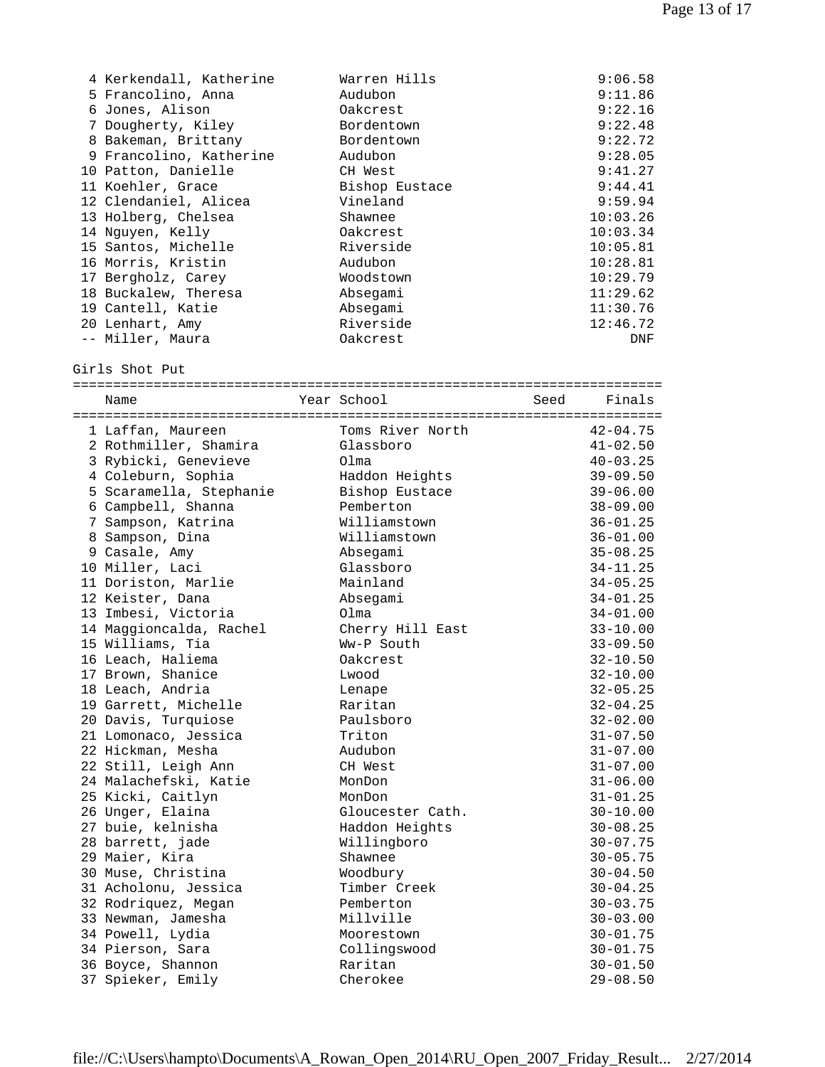| | Name | School | Finals |
|---|---|---|---|
| 4 | Kerkendall, Katherine | Warren Hills | 9:06.58 |
| 5 | Francolino, Anna | Audubon | 9:11.86 |
| 6 | Jones, Alison | Oakcrest | 9:22.16 |
| 7 | Dougherty, Kiley | Bordentown | 9:22.48 |
| 8 | Bakeman, Brittany | Bordentown | 9:22.72 |
| 9 | Francolino, Katherine | Audubon | 9:28.05 |
| 10 | Patton, Danielle | CH West | 9:41.27 |
| 11 | Koehler, Grace | Bishop Eustace | 9:44.41 |
| 12 | Clendaniel, Alicea | Vineland | 9:59.94 |
| 13 | Holberg, Chelsea | Shawnee | 10:03.26 |
| 14 | Nguyen, Kelly | Oakcrest | 10:03.34 |
| 15 | Santos, Michelle | Riverside | 10:05.81 |
| 16 | Morris, Kristin | Audubon | 10:28.81 |
| 17 | Bergholz, Carey | Woodstown | 10:29.79 |
| 18 | Buckalew, Theresa | Absegami | 11:29.62 |
| 19 | Cantell, Katie | Absegami | 11:30.76 |
| 20 | Lenhart, Amy | Riverside | 12:46.72 |
| -- | Miller, Maura | Oakcrest | DNF |

## Girls Shot Put

| | Name | Year | School | Seed | Finals |
|---|---|---|---|---|---|
| 1 | Laffan, Maureen | | Toms River North | | 42-04.75 |
| 2 | Rothmiller, Shamira | | Glassboro | | 41-02.50 |
| 3 | Rybicki, Genevieve | | Olma | | 40-03.25 |
| 4 | Coleburn, Sophia | | Haddon Heights | | 39-09.50 |
| 5 | Scaramella, Stephanie | | Bishop Eustace | | 39-06.00 |
| 6 | Campbell, Shanna | | Pemberton | | 38-09.00 |
| 7 | Sampson, Katrina | | Williamstown | | 36-01.25 |
| 8 | Sampson, Dina | | Williamstown | | 36-01.00 |
| 9 | Casale, Amy | | Absegami | | 35-08.25 |
| 10 | Miller, Laci | | Glassboro | | 34-11.25 |
| 11 | Doriston, Marlie | | Mainland | | 34-05.25 |
| 12 | Keister, Dana | | Absegami | | 34-01.25 |
| 13 | Imbesi, Victoria | | Olma | | 34-01.00 |
| 14 | Maggioncalda, Rachel | | Cherry Hill East | | 33-10.00 |
| 15 | Williams, Tia | | Ww-P South | | 33-09.50 |
| 16 | Leach, Haliema | | Oakcrest | | 32-10.50 |
| 17 | Brown, Shanice | | Lwood | | 32-10.00 |
| 18 | Leach, Andria | | Lenape | | 32-05.25 |
| 19 | Garrett, Michelle | | Raritan | | 32-04.25 |
| 20 | Davis, Turquiose | | Paulsboro | | 32-02.00 |
| 21 | Lomonaco, Jessica | | Triton | | 31-07.50 |
| 22 | Hickman, Mesha | | Audubon | | 31-07.00 |
| 22 | Still, Leigh Ann | | CH West | | 31-07.00 |
| 24 | Malachefski, Katie | | MonDon | | 31-06.00 |
| 25 | Kicki, Caitlyn | | MonDon | | 31-01.25 |
| 26 | Unger, Elaina | | Gloucester Cath. | | 30-10.00 |
| 27 | buie, kelnisha | | Haddon Heights | | 30-08.25 |
| 28 | barrett, jade | | Willingboro | | 30-07.75 |
| 29 | Maier, Kira | | Shawnee | | 30-05.75 |
| 30 | Muse, Christina | | Woodbury | | 30-04.50 |
| 31 | Acholonu, Jessica | | Timber Creek | | 30-04.25 |
| 32 | Rodriquez, Megan | | Pemberton | | 30-03.75 |
| 33 | Newman, Jamesha | | Millville | | 30-03.00 |
| 34 | Powell, Lydia | | Moorestown | | 30-01.75 |
| 34 | Pierson, Sara | | Collingswood | | 30-01.75 |
| 36 | Boyce, Shannon | | Raritan | | 30-01.50 |
| 37 | Spieker, Emily | | Cherokee | | 29-08.50 |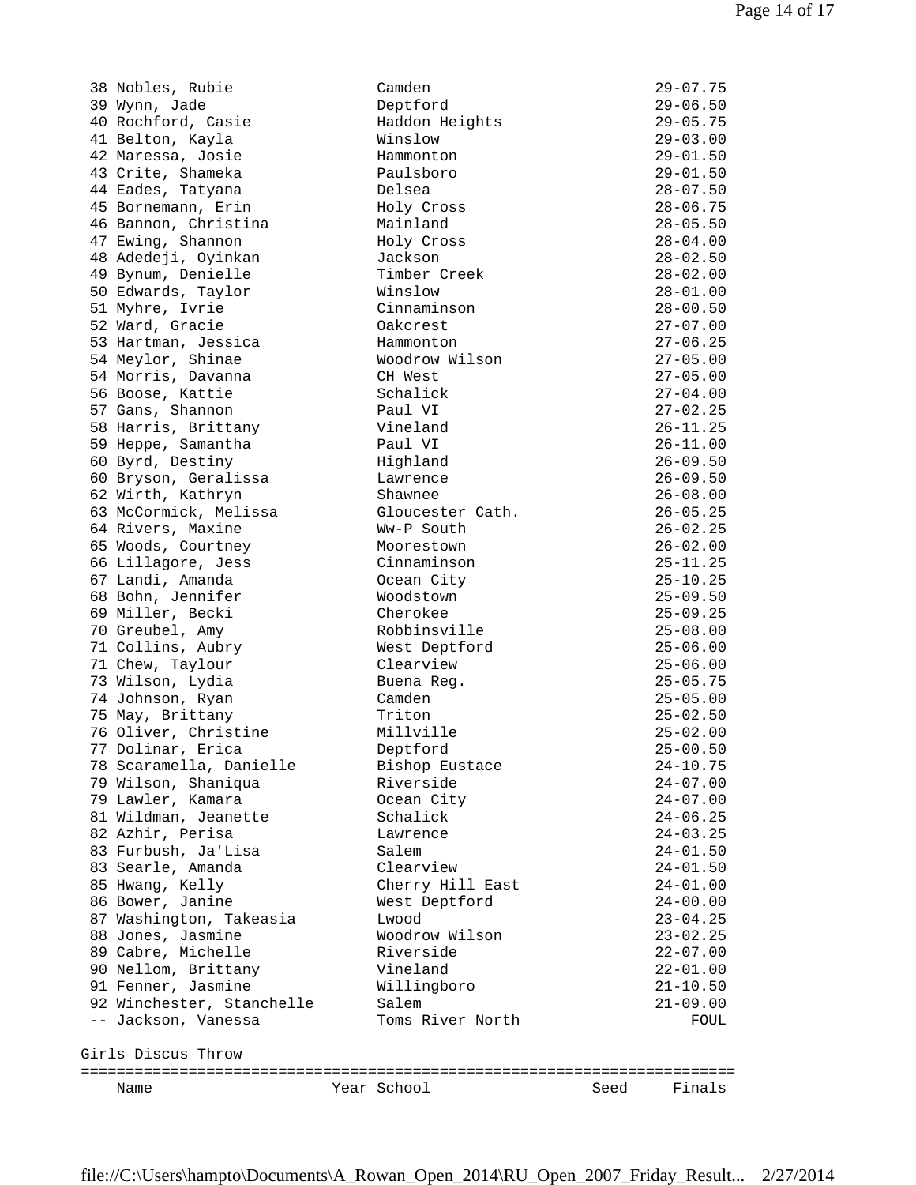| Place | Name | School | Mark |
|---|---|---|---|
| 38 | Nobles, Rubie | Camden | 29-07.75 |
| 39 | Wynn, Jade | Deptford | 29-06.50 |
| 40 | Rochford, Casie | Haddon Heights | 29-05.75 |
| 41 | Belton, Kayla | Winslow | 29-03.00 |
| 42 | Maressa, Josie | Hammonton | 29-01.50 |
| 43 | Crite, Shameka | Paulsboro | 29-01.50 |
| 44 | Eades, Tatyana | Delsea | 28-07.50 |
| 45 | Bornemann, Erin | Holy Cross | 28-06.75 |
| 46 | Bannon, Christina | Mainland | 28-05.50 |
| 47 | Ewing, Shannon | Holy Cross | 28-04.00 |
| 48 | Adedeji, Oyinkan | Jackson | 28-02.50 |
| 49 | Bynum, Denielle | Timber Creek | 28-02.00 |
| 50 | Edwards, Taylor | Winslow | 28-01.00 |
| 51 | Myhre, Ivrie | Cinnaminson | 28-00.50 |
| 52 | Ward, Gracie | Oakcrest | 27-07.00 |
| 53 | Hartman, Jessica | Hammonton | 27-06.25 |
| 54 | Meylor, Shinae | Woodrow Wilson | 27-05.00 |
| 54 | Morris, Davanna | CH West | 27-05.00 |
| 56 | Boose, Kattie | Schalick | 27-04.00 |
| 57 | Gans, Shannon | Paul VI | 27-02.25 |
| 58 | Harris, Brittany | Vineland | 26-11.25 |
| 59 | Heppe, Samantha | Paul VI | 26-11.00 |
| 60 | Byrd, Destiny | Highland | 26-09.50 |
| 60 | Bryson, Geralissa | Lawrence | 26-09.50 |
| 62 | Wirth, Kathryn | Shawnee | 26-08.00 |
| 63 | McCormick, Melissa | Gloucester Cath. | 26-05.25 |
| 64 | Rivers, Maxine | Ww-P South | 26-02.25 |
| 65 | Woods, Courtney | Moorestown | 26-02.00 |
| 66 | Lillagore, Jess | Cinnaminson | 25-11.25 |
| 67 | Landi, Amanda | Ocean City | 25-10.25 |
| 68 | Bohn, Jennifer | Woodstown | 25-09.50 |
| 69 | Miller, Becki | Cherokee | 25-09.25 |
| 70 | Greubel, Amy | Robbinsville | 25-08.00 |
| 71 | Collins, Aubry | West Deptford | 25-06.00 |
| 71 | Chew, Taylour | Clearview | 25-06.00 |
| 73 | Wilson, Lydia | Buena Reg. | 25-05.75 |
| 74 | Johnson, Ryan | Camden | 25-05.00 |
| 75 | May, Brittany | Triton | 25-02.50 |
| 76 | Oliver, Christine | Millville | 25-02.00 |
| 77 | Dolinar, Erica | Deptford | 25-00.50 |
| 78 | Scaramella, Danielle | Bishop Eustace | 24-10.75 |
| 79 | Wilson, Shaniqua | Riverside | 24-07.00 |
| 79 | Lawler, Kamara | Ocean City | 24-07.00 |
| 81 | Wildman, Jeanette | Schalick | 24-06.25 |
| 82 | Azhir, Perisa | Lawrence | 24-03.25 |
| 83 | Furbush, Ja'Lisa | Salem | 24-01.50 |
| 83 | Searle, Amanda | Clearview | 24-01.50 |
| 85 | Hwang, Kelly | Cherry Hill East | 24-01.00 |
| 86 | Bower, Janine | West Deptford | 24-00.00 |
| 87 | Washington, Takeasia | Lwood | 23-04.25 |
| 88 | Jones, Jasmine | Woodrow Wilson | 23-02.25 |
| 89 | Cabre, Michelle | Riverside | 22-07.00 |
| 90 | Nellom, Brittany | Vineland | 22-01.00 |
| 91 | Fenner, Jasmine | Willingboro | 21-10.50 |
| 92 | Winchester, Stanchelle | Salem | 21-09.00 |
| -- | Jackson, Vanessa | Toms River North | FOUL |

## Girls Discus Throw

| Name | Year | School | Seed | Finals |
|---|---|---|---|---|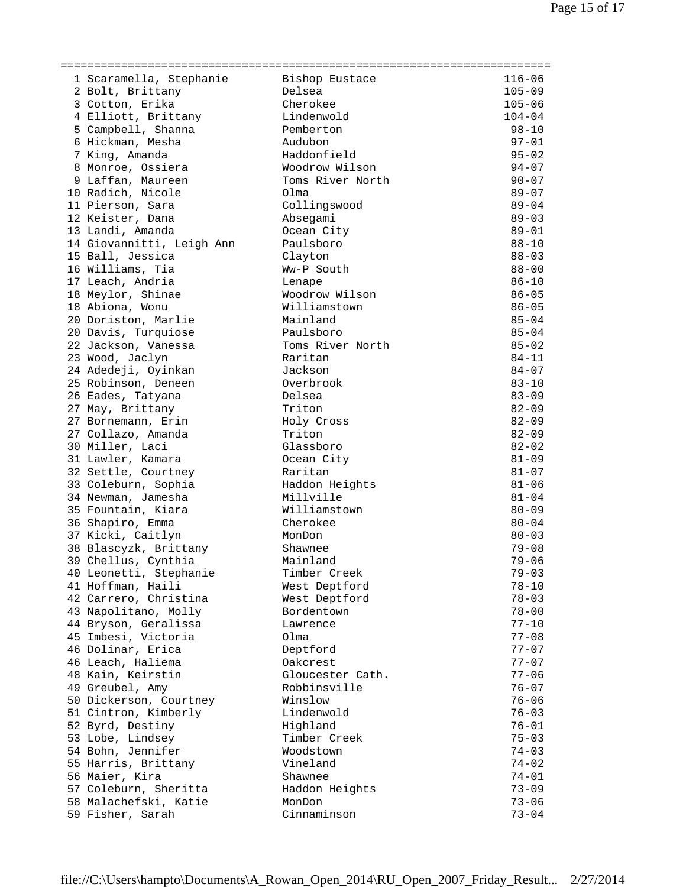| Place | Name | School | Mark |
|---|---|---|---|
| 1 | Scaramella, Stephanie | Bishop Eustace | 116-06 |
| 2 | Bolt, Brittany | Delsea | 105-09 |
| 3 | Cotton, Erika | Cherokee | 105-06 |
| 4 | Elliott, Brittany | Lindenwold | 104-04 |
| 5 | Campbell, Shanna | Pemberton | 98-10 |
| 6 | Hickman, Mesha | Audubon | 97-01 |
| 7 | King, Amanda | Haddonfield | 95-02 |
| 8 | Monroe, Ossiera | Woodrow Wilson | 94-07 |
| 9 | Laffan, Maureen | Toms River North | 90-07 |
| 10 | Radich, Nicole | Olma | 89-07 |
| 11 | Pierson, Sara | Collingswood | 89-04 |
| 12 | Keister, Dana | Absegami | 89-03 |
| 13 | Landi, Amanda | Ocean City | 89-01 |
| 14 | Giovannitti, Leigh Ann | Paulsboro | 88-10 |
| 15 | Ball, Jessica | Clayton | 88-03 |
| 16 | Williams, Tia | Ww-P South | 88-00 |
| 17 | Leach, Andria | Lenape | 86-10 |
| 18 | Meylor, Shinae | Woodrow Wilson | 86-05 |
| 18 | Abiona, Wonu | Williamstown | 86-05 |
| 20 | Doriston, Marlie | Mainland | 85-04 |
| 20 | Davis, Turquiose | Paulsboro | 85-04 |
| 22 | Jackson, Vanessa | Toms River North | 85-02 |
| 23 | Wood, Jaclyn | Raritan | 84-11 |
| 24 | Adedeji, Oyinkan | Jackson | 84-07 |
| 25 | Robinson, Deneen | Overbrook | 83-10 |
| 26 | Eades, Tatyana | Delsea | 83-09 |
| 27 | May, Brittany | Triton | 82-09 |
| 27 | Bornemann, Erin | Holy Cross | 82-09 |
| 27 | Collazo, Amanda | Triton | 82-09 |
| 30 | Miller, Laci | Glassboro | 82-02 |
| 31 | Lawler, Kamara | Ocean City | 81-09 |
| 32 | Settle, Courtney | Raritan | 81-07 |
| 33 | Coleburn, Sophia | Haddon Heights | 81-06 |
| 34 | Newman, Jamesha | Millville | 81-04 |
| 35 | Fountain, Kiara | Williamstown | 80-09 |
| 36 | Shapiro, Emma | Cherokee | 80-04 |
| 37 | Kicki, Caitlyn | MonDon | 80-03 |
| 38 | Blascyzk, Brittany | Shawnee | 79-08 |
| 39 | Chellus, Cynthia | Mainland | 79-06 |
| 40 | Leonetti, Stephanie | Timber Creek | 79-03 |
| 41 | Hoffman, Haili | West Deptford | 78-10 |
| 42 | Carrero, Christina | West Deptford | 78-03 |
| 43 | Napolitano, Molly | Bordentown | 78-00 |
| 44 | Bryson, Geralissa | Lawrence | 77-10 |
| 45 | Imbesi, Victoria | Olma | 77-08 |
| 46 | Dolinar, Erica | Deptford | 77-07 |
| 46 | Leach, Haliema | Oakcrest | 77-07 |
| 48 | Kain, Keirstin | Gloucester Cath. | 77-06 |
| 49 | Greubel, Amy | Robbinsville | 76-07 |
| 50 | Dickerson, Courtney | Winslow | 76-06 |
| 51 | Cintron, Kimberly | Lindenwold | 76-03 |
| 52 | Byrd, Destiny | Highland | 76-01 |
| 53 | Lobe, Lindsey | Timber Creek | 75-03 |
| 54 | Bohn, Jennifer | Woodstown | 74-03 |
| 55 | Harris, Brittany | Vineland | 74-02 |
| 56 | Maier, Kira | Shawnee | 74-01 |
| 57 | Coleburn, Sheritta | Haddon Heights | 73-09 |
| 58 | Malachefski, Katie | MonDon | 73-06 |
| 59 | Fisher, Sarah | Cinnaminson | 73-04 |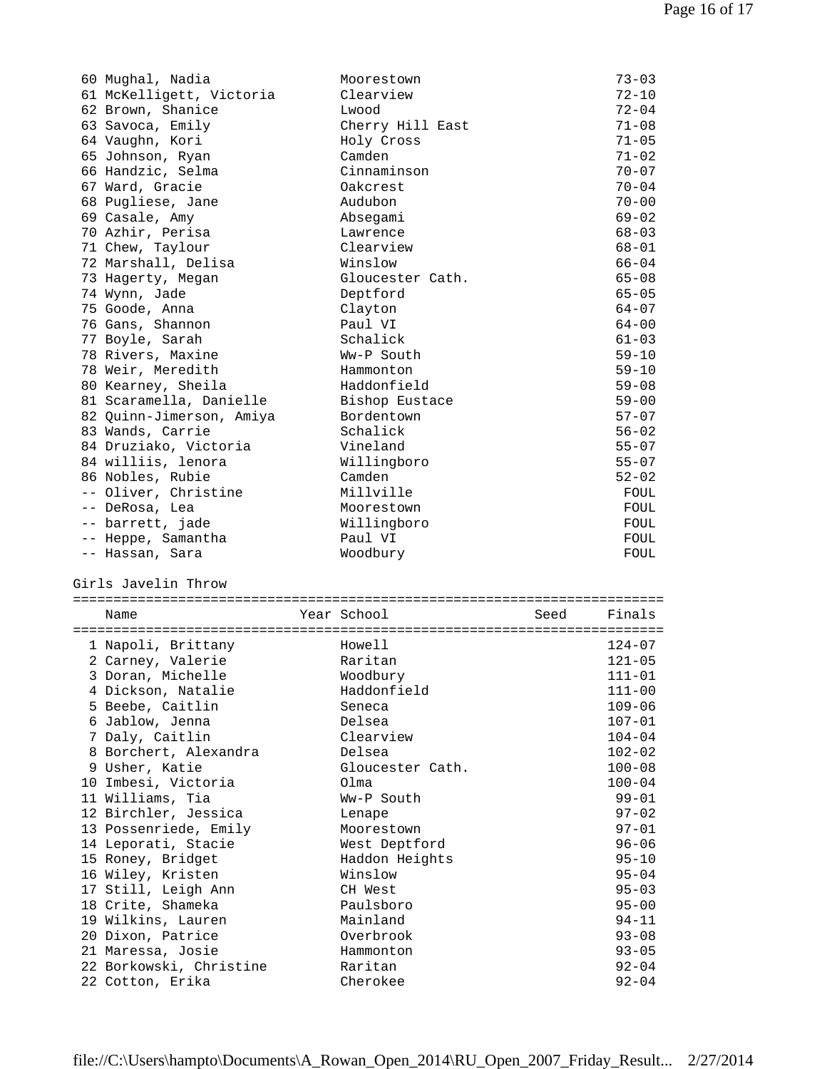| Place | Name | Year | School | Seed | Finals |
|---|---|---|---|---|---|
| 60 | Mughal, Nadia | | Moorestown | | 73-03 |
| 61 | McKelligett, Victoria | | Clearview | | 72-10 |
| 62 | Brown, Shanice | | Lwood | | 72-04 |
| 63 | Savoca, Emily | | Cherry Hill East | | 71-08 |
| 64 | Vaughn, Kori | | Holy Cross | | 71-05 |
| 65 | Johnson, Ryan | | Camden | | 71-02 |
| 66 | Handzic, Selma | | Cinnaminson | | 70-07 |
| 67 | Ward, Gracie | | Oakcrest | | 70-04 |
| 68 | Pugliese, Jane | | Audubon | | 70-00 |
| 69 | Casale, Amy | | Absegami | | 69-02 |
| 70 | Azhir, Perisa | | Lawrence | | 68-03 |
| 71 | Chew, Taylour | | Clearview | | 68-01 |
| 72 | Marshall, Delisa | | Winslow | | 66-04 |
| 73 | Hagerty, Megan | | Gloucester Cath. | | 65-08 |
| 74 | Wynn, Jade | | Deptford | | 65-05 |
| 75 | Goode, Anna | | Clayton | | 64-07 |
| 76 | Gans, Shannon | | Paul VI | | 64-00 |
| 77 | Boyle, Sarah | | Schalick | | 61-03 |
| 78 | Rivers, Maxine | | Ww-P South | | 59-10 |
| 78 | Weir, Meredith | | Hammonton | | 59-10 |
| 80 | Kearney, Sheila | | Haddonfield | | 59-08 |
| 81 | Scaramella, Danielle | | Bishop Eustace | | 59-00 |
| 82 | Quinn-Jimerson, Amiya | | Bordentown | | 57-07 |
| 83 | Wands, Carrie | | Schalick | | 56-02 |
| 84 | Druziako, Victoria | | Vineland | | 55-07 |
| 84 | williis, lenora | | Willingboro | | 55-07 |
| 86 | Nobles, Rubie | | Camden | | 52-02 |
| -- | Oliver, Christine | | Millville | | FOUL |
| -- | DeRosa, Lea | | Moorestown | | FOUL |
| -- | barrett, jade | | Willingboro | | FOUL |
| -- | Heppe, Samantha | | Paul VI | | FOUL |
| -- | Hassan, Sara | | Woodbury | | FOUL |

## Girls Javelin Throw

| Place | Name | Year | School | Seed | Finals |
|---|---|---|---|---|---|
| 1 | Napoli, Brittany | | Howell | | 124-07 |
| 2 | Carney, Valerie | | Raritan | | 121-05 |
| 3 | Doran, Michelle | | Woodbury | | 111-01 |
| 4 | Dickson, Natalie | | Haddonfield | | 111-00 |
| 5 | Beebe, Caitlin | | Seneca | | 109-06 |
| 6 | Jablow, Jenna | | Delsea | | 107-01 |
| 7 | Daly, Caitlin | | Clearview | | 104-04 |
| 8 | Borchert, Alexandra | | Delsea | | 102-02 |
| 9 | Usher, Katie | | Gloucester Cath. | | 100-08 |
| 10 | Imbesi, Victoria | | Olma | | 100-04 |
| 11 | Williams, Tia | | Ww-P South | | 99-01 |
| 12 | Birchler, Jessica | | Lenape | | 97-02 |
| 13 | Possenriede, Emily | | Moorestown | | 97-01 |
| 14 | Leporati, Stacie | | West Deptford | | 96-06 |
| 15 | Roney, Bridget | | Haddon Heights | | 95-10 |
| 16 | Wiley, Kristen | | Winslow | | 95-04 |
| 17 | Still, Leigh Ann | | CH West | | 95-03 |
| 18 | Crite, Shameka | | Paulsboro | | 95-00 |
| 19 | Wilkins, Lauren | | Mainland | | 94-11 |
| 20 | Dixon, Patrice | | Overbrook | | 93-08 |
| 21 | Maressa, Josie | | Hammonton | | 93-05 |
| 22 | Borkowski, Christine | | Raritan | | 92-04 |
| 22 | Cotton, Erika | | Cherokee | | 92-04 |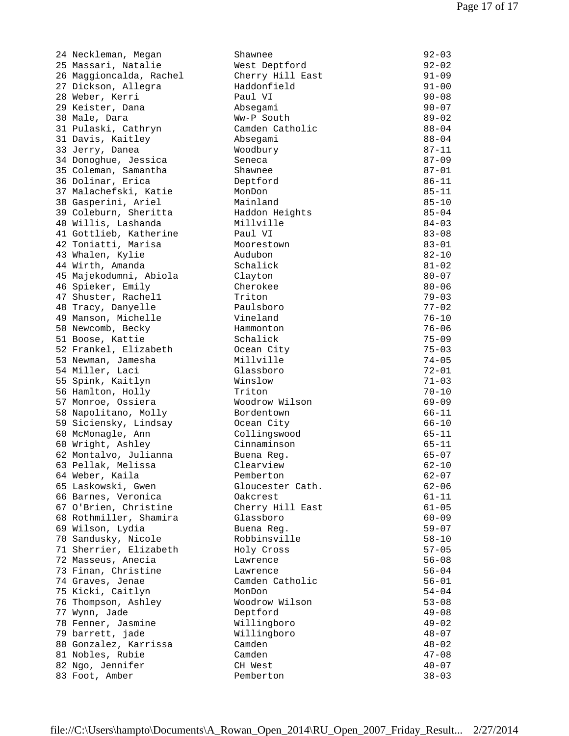| | | | |
|---|---|---|---|
| 24 | Neckleman, Megan | Shawnee | 92-03 |
| 25 | Massari, Natalie | West Deptford | 92-02 |
| 26 | Maggioncalda, Rachel | Cherry Hill East | 91-09 |
| 27 | Dickson, Allegra | Haddonfield | 91-00 |
| 28 | Weber, Kerri | Paul VI | 90-08 |
| 29 | Keister, Dana | Absegami | 90-07 |
| 30 | Male, Dara | Ww-P South | 89-02 |
| 31 | Pulaski, Cathryn | Camden Catholic | 88-04 |
| 31 | Davis, Kaitley | Absegami | 88-04 |
| 33 | Jerry, Danea | Woodbury | 87-11 |
| 34 | Donoghue, Jessica | Seneca | 87-09 |
| 35 | Coleman, Samantha | Shawnee | 87-01 |
| 36 | Dolinar, Erica | Deptford | 86-11 |
| 37 | Malachefski, Katie | MonDon | 85-11 |
| 38 | Gasperini, Ariel | Mainland | 85-10 |
| 39 | Coleburn, Sheritta | Haddon Heights | 85-04 |
| 40 | Willis, Lashanda | Millville | 84-03 |
| 41 | Gottlieb, Katherine | Paul VI | 83-08 |
| 42 | Toniatti, Marisa | Moorestown | 83-01 |
| 43 | Whalen, Kylie | Audubon | 82-10 |
| 44 | Wirth, Amanda | Schalick | 81-02 |
| 45 | Majekodumni, Abiola | Clayton | 80-07 |
| 46 | Spieker, Emily | Cherokee | 80-06 |
| 47 | Shuster, Rachel1 | Triton | 79-03 |
| 48 | Tracy, Danyelle | Paulsboro | 77-02 |
| 49 | Manson, Michelle | Vineland | 76-10 |
| 50 | Newcomb, Becky | Hammonton | 76-06 |
| 51 | Boose, Kattie | Schalick | 75-09 |
| 52 | Frankel, Elizabeth | Ocean City | 75-03 |
| 53 | Newman, Jamesha | Millville | 74-05 |
| 54 | Miller, Laci | Glassboro | 72-01 |
| 55 | Spink, Kaitlyn | Winslow | 71-03 |
| 56 | Hamlton, Holly | Triton | 70-10 |
| 57 | Monroe, Ossiera | Woodrow Wilson | 69-09 |
| 58 | Napolitano, Molly | Bordentown | 66-11 |
| 59 | Siciensky, Lindsay | Ocean City | 66-10 |
| 60 | McMonagle, Ann | Collingswood | 65-11 |
| 60 | Wright, Ashley | Cinnaminson | 65-11 |
| 62 | Montalvo, Julianna | Buena Reg. | 65-07 |
| 63 | Pellak, Melissa | Clearview | 62-10 |
| 64 | Weber, Kaila | Pemberton | 62-07 |
| 65 | Laskowski, Gwen | Gloucester Cath. | 62-06 |
| 66 | Barnes, Veronica | Oakcrest | 61-11 |
| 67 | O'Brien, Christine | Cherry Hill East | 61-05 |
| 68 | Rothmiller, Shamira | Glassboro | 60-09 |
| 69 | Wilson, Lydia | Buena Reg. | 59-07 |
| 70 | Sandusky, Nicole | Robbinsville | 58-10 |
| 71 | Sherrier, Elizabeth | Holy Cross | 57-05 |
| 72 | Masseus, Anecia | Lawrence | 56-08 |
| 73 | Finan, Christine | Lawrence | 56-04 |
| 74 | Graves, Jenae | Camden Catholic | 56-01 |
| 75 | Kicki, Caitlyn | MonDon | 54-04 |
| 76 | Thompson, Ashley | Woodrow Wilson | 53-08 |
| 77 | Wynn, Jade | Deptford | 49-08 |
| 78 | Fenner, Jasmine | Willingboro | 49-02 |
| 79 | barrett, jade | Willingboro | 48-07 |
| 80 | Gonzalez, Karrissa | Camden | 48-02 |
| 81 | Nobles, Rubie | Camden | 47-08 |
| 82 | Ngo, Jennifer | CH West | 40-07 |
| 83 | Foot, Amber | Pemberton | 38-03 |